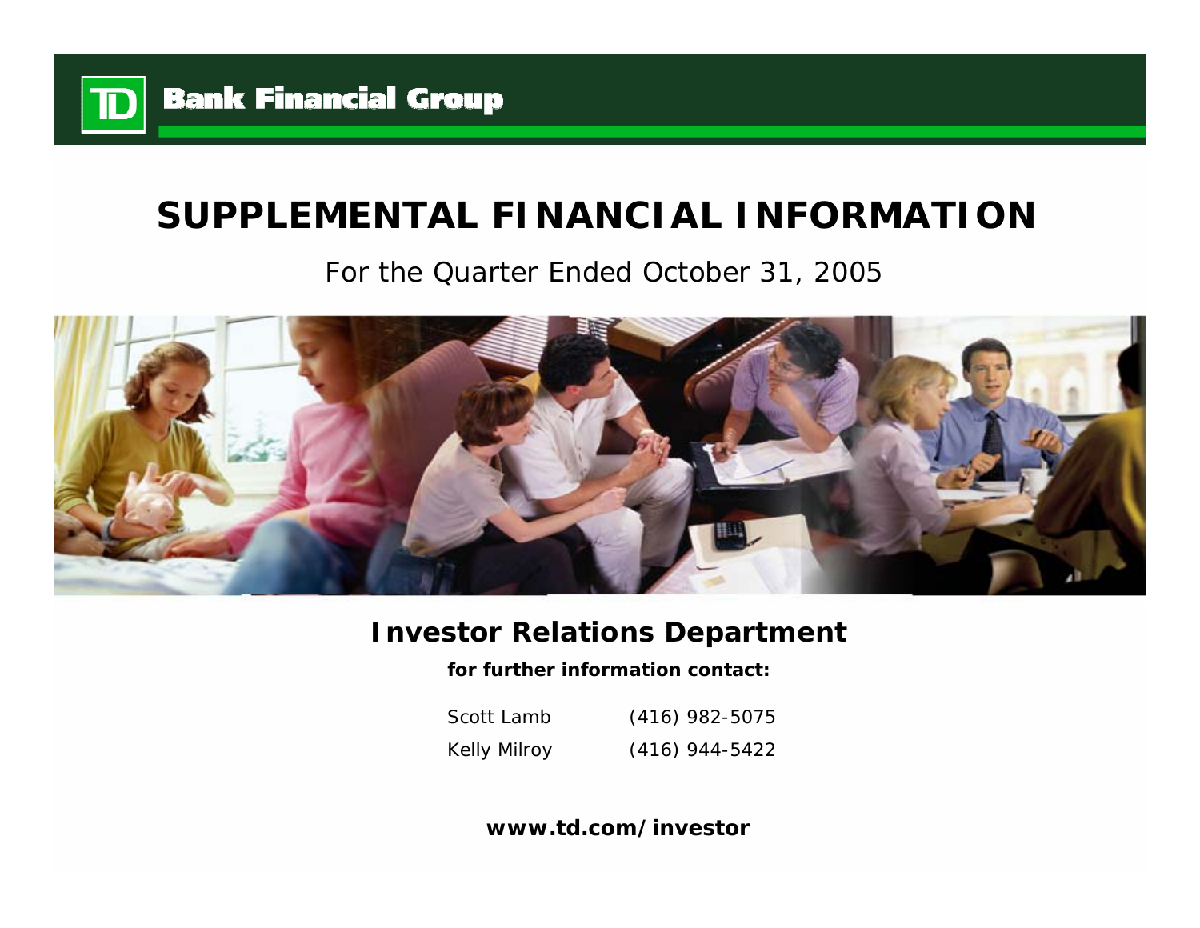TD Bank Financial Group

# SUPPLEMENTAL FINANCIAL INFORMATION

For the Quarter Ended October 31, 2005

## Investor Relations Department

**for further information contact:**

Scott Lamb (416) 982-5075

Kelly Milroy (416) 944-5422

**www.td.com/investor**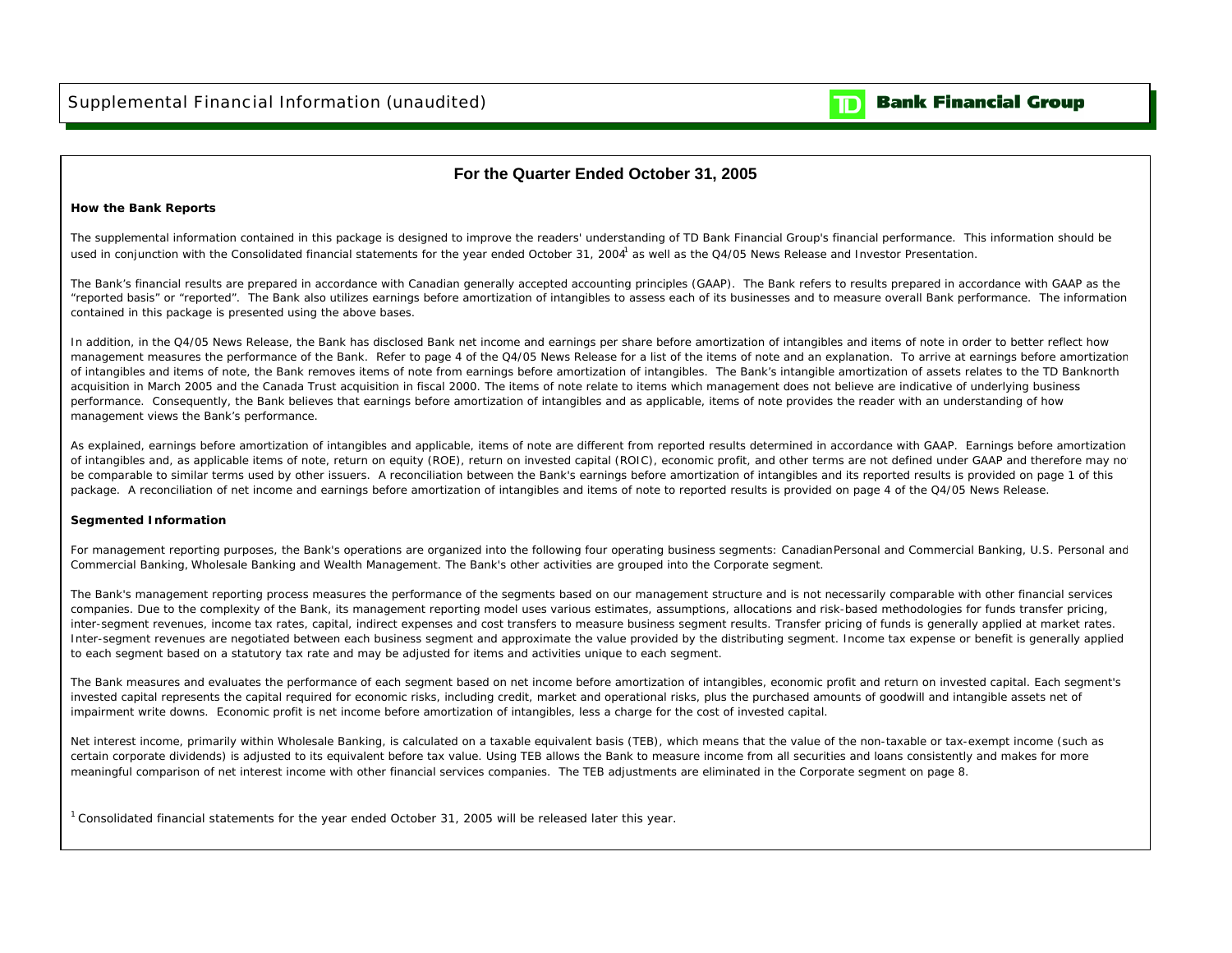Supplemental Financial Information (unaudited)

TD Bank Financial Group

## For the Quarter Ended October 31, 2005

**How the Bank Reports**

The supplemental information contained in this package is designed to improve the readers' understanding of TD Bank Financial Group's financial performance. This information should be used in conjunction with the Consolidated financial statements for the year ended October 31, 2004[1] as well as the Q4/05 News Release and Investor Presentation.

The Bank's financial results are prepared in accordance with Canadian generally accepted accounting principles (GAAP). The Bank refers to results prepared in accordance with GAAP as the "reported basis" or "reported". The Bank also utilizes earnings before amortization of intangibles to assess each of its businesses and to measure overall Bank performance. The information contained in this package is presented using the above bases.

In addition, in the Q4/05 News Release, the Bank has disclosed Bank net income and earnings per share before amortization of intangibles and items of note in order to better reflect how management measures the performance of the Bank. Refer to page 4 of the Q4/05 News Release for a list of the items of note and an explanation. To arrive at earnings before amortization of intangibles and items of note, the Bank removes items of note from earnings before amortization of intangibles. The Bank's intangible amortization of assets relates to the TD Banknorth acquisition in March 2005 and the Canada Trust acquisition in fiscal 2000. The items of note relate to items which management does not believe are indicative of underlying business performance. Consequently, the Bank believes that earnings before amortization of intangibles and as applicable, items of note provides the reader with an understanding of how management views the Bank's performance.

As explained, earnings before amortization of intangibles and applicable, items of note are different from reported results determined in accordance with GAAP. Earnings before amortization of intangibles and, as applicable items of note, return on equity (ROE), return on invested capital (ROIC), economic profit, and other terms are not defined under GAAP and therefore may not be comparable to similar terms used by other issuers. A reconciliation between the Bank's earnings before amortization of intangibles and its reported results is provided on page 1 of this package. A reconciliation of net income and earnings before amortization of intangibles and items of note to reported results is provided on page 4 of the Q4/05 News Release.

**Segmented Information**

For management reporting purposes, the Bank's operations are organized into the following four operating business segments: Canadian Personal and Commercial Banking, U.S. Personal and Commercial Banking, Wholesale Banking and Wealth Management. The Bank's other activities are grouped into the Corporate segment.

The Bank's management reporting process measures the performance of the segments based on our management structure and is not necessarily comparable with other financial services companies. Due to the complexity of the Bank, its management reporting model uses various estimates, assumptions, allocations and risk-based methodologies for funds transfer pricing, inter-segment revenues, income tax rates, capital, indirect expenses and cost transfers to measure business segment results. Transfer pricing of funds is generally applied at market rates. Inter-segment revenues are negotiated between each business segment and approximate the value provided by the distributing segment. Income tax expense or benefit is generally applied to each segment based on a statutory tax rate and may be adjusted for items and activities unique to each segment.

The Bank measures and evaluates the performance of each segment based on net income before amortization of intangibles, economic profit and return on invested capital. Each segment's invested capital represents the capital required for economic risks, including credit, market and operational risks, plus the purchased amounts of goodwill and intangible assets net of impairment write downs. Economic profit is net income before amortization of intangibles, less a charge for the cost of invested capital.

Net interest income, primarily within Wholesale Banking, is calculated on a taxable equivalent basis (TEB), which means that the value of the non-taxable or tax-exempt income (such as certain corporate dividends) is adjusted to its equivalent before tax value. Using TEB allows the Bank to measure income from all securities and loans consistently and makes for more meaningful comparison of net interest income with other financial services companies. The TEB adjustments are eliminated in the Corporate segment on page 8.

[1] Consolidated financial statements for the year ended October 31, 2005 will be released later this year.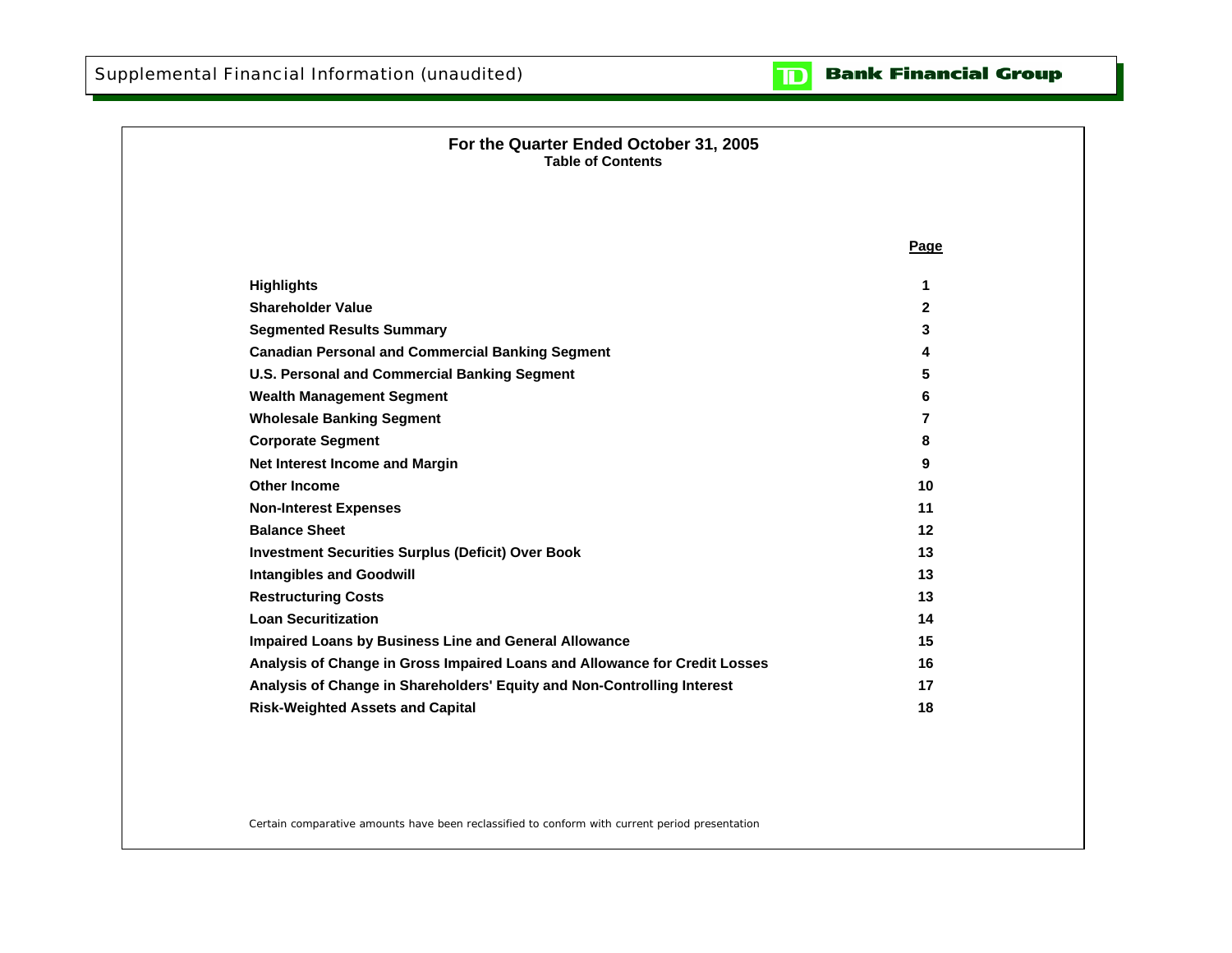Supplemental Financial Information (unaudited)

**Bank Financial Group**

## For the Quarter Ended October 31, 2005

### Table of Contents

| | Page |
|---|---|
| **Highlights** | **1** |
| **Shareholder Value** | **2** |
| **Segmented Results Summary** | **3** |
| **Canadian Personal and Commercial Banking Segment** | **4** |
| **U.S. Personal and Commercial Banking Segment** | **5** |
| **Wealth Management Segment** | **6** |
| **Wholesale Banking Segment** | **7** |
| **Corporate Segment** | **8** |
| **Net Interest Income and Margin** | **9** |
| **Other Income** | **10** |
| **Non-Interest Expenses** | **11** |
| **Balance Sheet** | **12** |
| **Investment Securities Surplus (Deficit) Over Book** | **13** |
| **Intangibles and Goodwill** | **13** |
| **Restructuring Costs** | **13** |
| **Loan Securitization** | **14** |
| **Impaired Loans by Business Line and General Allowance** | **15** |
| **Analysis of Change in Gross Impaired Loans and Allowance for Credit Losses** | **16** |
| **Analysis of Change in Shareholders' Equity and Non-Controlling Interest** | **17** |
| **Risk-Weighted Assets and Capital** | **18** |

Certain comparative amounts have been reclassified to conform with current period presentation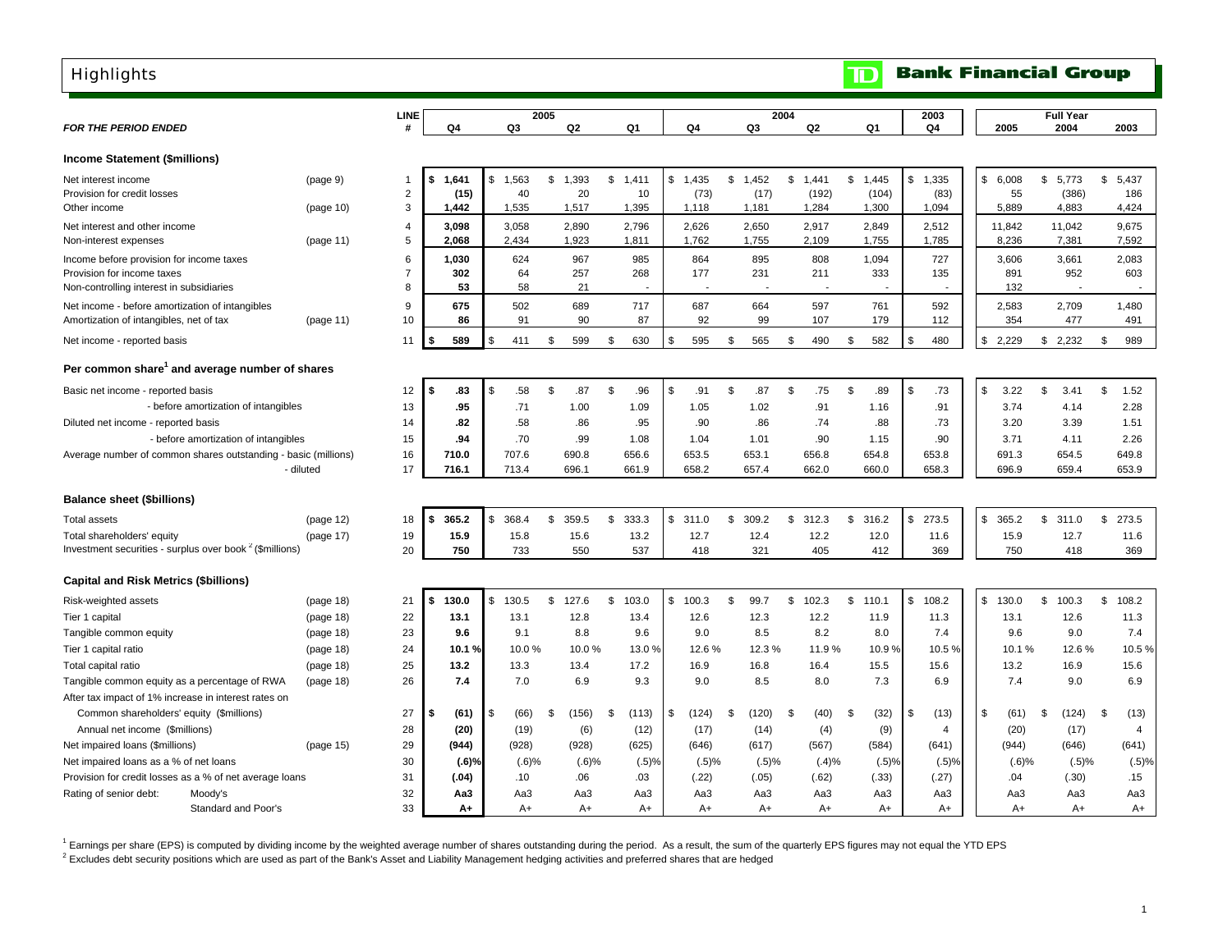# Highlights

**Bank Financial Group**

| *FOR THE PERIOD ENDED* | | LINE # | 2005 Q4 | 2005 Q3 | 2005 Q2 | 2005 Q1 | 2004 Q4 | 2004 Q3 | 2004 Q2 | 2004 Q1 | 2003 Q4 | Full Year 2005 | Full Year 2004 | Full Year 2003 |
|---|---|---|---|---|---|---|---|---|---|---|---|---|---|---|
| **Income Statement ($millions)** | | | | | | | | | | | | | | |
| Net interest income | (page 9) | 1 | **$ 1,641** | $ 1,563 | $ 1,393 | $ 1,411 | $ 1,435 | $ 1,452 | $ 1,441 | $ 1,445 | $ 1,335 | $ 6,008 | $ 5,773 | $ 5,437 |
| Provision for credit losses | | 2 | **(15)** | 40 | 20 | 10 | (73) | (17) | (192) | (104) | (83) | 55 | (386) | 186 |
| Other income | (page 10) | 3 | **1,442** | 1,535 | 1,517 | 1,395 | 1,118 | 1,181 | 1,284 | 1,300 | 1,094 | 5,889 | 4,883 | 4,424 |
| Net interest and other income | | 4 | **3,098** | 3,058 | 2,890 | 2,796 | 2,626 | 2,650 | 2,917 | 2,849 | 2,512 | 11,842 | 11,042 | 9,675 |
| Non-interest expenses | (page 11) | 5 | **2,068** | 2,434 | 1,923 | 1,811 | 1,762 | 1,755 | 2,109 | 1,755 | 1,785 | 8,236 | 7,381 | 7,592 |
| Income before provision for income taxes | | 6 | **1,030** | 624 | 967 | 985 | 864 | 895 | 808 | 1,094 | 727 | 3,606 | 3,661 | 2,083 |
| Provision for income taxes | | 7 | **302** | 64 | 257 | 268 | 177 | 231 | 211 | 333 | 135 | 891 | 952 | 603 |
| Non-controlling interest in subsidiaries | | 8 | **53** | 58 | 21 | - | - | - | - | - | - | 132 | - | - |
| Net income - before amortization of intangibles | | 9 | **675** | 502 | 689 | 717 | 687 | 664 | 597 | 761 | 592 | 2,583 | 2,709 | 1,480 |
| Amortization of intangibles, net of tax | (page 11) | 10 | **86** | 91 | 90 | 87 | 92 | 99 | 107 | 179 | 112 | 354 | 477 | 491 |
| Net income - reported basis | | 11 | **$ 589** | $ 411 | $ 599 | $ 630 | $ 595 | $ 565 | $ 490 | $ 582 | $ 480 | $ 2,229 | $ 2,232 | $ 989 |
| **Per common share[1] and average number of shares** | | | | | | | | | | | | | | |
| Basic net income - reported basis | | 12 | **$ .83** | $ .58 | $ .87 | $ .96 | $ .91 | $ .87 | $ .75 | $ .89 | $ .73 | $ 3.22 | $ 3.41 | $ 1.52 |
| - before amortization of intangibles | | 13 | **.95** | .71 | 1.00 | 1.09 | 1.05 | 1.02 | .91 | 1.16 | .91 | 3.74 | 4.14 | 2.28 |
| Diluted net income - reported basis | | 14 | **.82** | .58 | .86 | .95 | .90 | .86 | .74 | .88 | .73 | 3.20 | 3.39 | 1.51 |
| - before amortization of intangibles | | 15 | **.94** | .70 | .99 | 1.08 | 1.04 | 1.01 | .90 | 1.15 | .90 | 3.71 | 4.11 | 2.26 |
| Average number of common shares outstanding - basic (millions) | | 16 | **710.0** | 707.6 | 690.8 | 656.6 | 653.5 | 653.1 | 656.8 | 654.8 | 653.8 | 691.3 | 654.5 | 649.8 |
| - diluted | | 17 | **716.1** | 713.4 | 696.1 | 661.9 | 658.2 | 657.4 | 662.0 | 660.0 | 658.3 | 696.9 | 659.4 | 653.9 |
| **Balance sheet ($billions)** | | | | | | | | | | | | | | |
| Total assets | (page 12) | 18 | **$ 365.2** | $ 368.4 | $ 359.5 | $ 333.3 | $ 311.0 | $ 309.2 | $ 312.3 | $ 316.2 | $ 273.5 | $ 365.2 | $ 311.0 | $ 273.5 |
| Total shareholders' equity | (page 17) | 19 | **15.9** | 15.8 | 15.6 | 13.2 | 12.7 | 12.4 | 12.2 | 12.0 | 11.6 | 15.9 | 12.7 | 11.6 |
| Investment securities - surplus over book[2] ($millions) | | 20 | **750** | 733 | 550 | 537 | 418 | 321 | 405 | 412 | 369 | 750 | 418 | 369 |
| **Capital and Risk Metrics ($billions)** | | | | | | | | | | | | | | |
| Risk-weighted assets | (page 18) | 21 | **$ 130.0** | $ 130.5 | $ 127.6 | $ 103.0 | $ 100.3 | $ 99.7 | $ 102.3 | $ 110.1 | $ 108.2 | $ 130.0 | $ 100.3 | $ 108.2 |
| Tier 1 capital | (page 18) | 22 | **13.1** | 13.1 | 12.8 | 13.4 | 12.6 | 12.3 | 12.2 | 11.9 | 11.3 | 13.1 | 12.6 | 11.3 |
| Tangible common equity | (page 18) | 23 | **9.6** | 9.1 | 8.8 | 9.6 | 9.0 | 8.5 | 8.2 | 8.0 | 7.4 | 9.6 | 9.0 | 7.4 |
| Tier 1 capital ratio | (page 18) | 24 | **10.1 %** | 10.0 % | 10.0 % | 13.0 % | 12.6 % | 12.3 % | 11.9 % | 10.9 % | 10.5 % | 10.1 % | 12.6 % | 10.5 % |
| Total capital ratio | (page 18) | 25 | **13.2** | 13.3 | 13.4 | 17.2 | 16.9 | 16.8 | 16.4 | 15.5 | 15.6 | 13.2 | 16.9 | 15.6 |
| Tangible common equity as a percentage of RWA | (page 18) | 26 | **7.4** | 7.0 | 6.9 | 9.3 | 9.0 | 8.5 | 8.0 | 7.3 | 6.9 | 7.4 | 9.0 | 6.9 |
| After tax impact of 1% increase in interest rates on | | | | | | | | | | | | | | |
| Common shareholders' equity ($millions) | | 27 | **$ (61)** | $ (66) | $ (156) | $ (113) | $ (124) | $ (120) | $ (40) | $ (32) | $ (13) | $ (61) | $ (124) | $ (13) |
| Annual net income ($millions) | | 28 | **(20)** | (19) | (6) | (12) | (17) | (14) | (4) | (9) | 4 | (20) | (17) | 4 |
| Net impaired loans ($millions) | (page 15) | 29 | **(944)** | (928) | (928) | (625) | (646) | (617) | (567) | (584) | (641) | (944) | (646) | (641) |
| Net impaired loans as a % of net loans | | 30 | **(.6)%** | (.6)% | (.6)% | (.5)% | (.5)% | (.5)% | (.4)% | (.5)% | (.5)% | (.6)% | (.5)% | (.5)% |
| Provision for credit losses as a % of net average loans | | 31 | **(.04)** | .10 | .06 | .03 | (.22) | (.05) | (.62) | (.33) | (.27) | .04 | (.30) | .15 |
| Rating of senior debt: Moody's | | 32 | **Aa3** | Aa3 | Aa3 | Aa3 | Aa3 | Aa3 | Aa3 | Aa3 | Aa3 | Aa3 | Aa3 | Aa3 |
| Standard and Poor's | | 33 | **A+** | A+ | A+ | A+ | A+ | A+ | A+ | A+ | A+ | A+ | A+ | A+ |

[1] Earnings per share (EPS) is computed by dividing income by the weighted average number of shares outstanding during the period. As a result, the sum of the quarterly EPS figures may not equal the YTD EPS

[2] Excludes debt security positions which are used as part of the Bank's Asset and Liability Management hedging activities and preferred shares that are hedged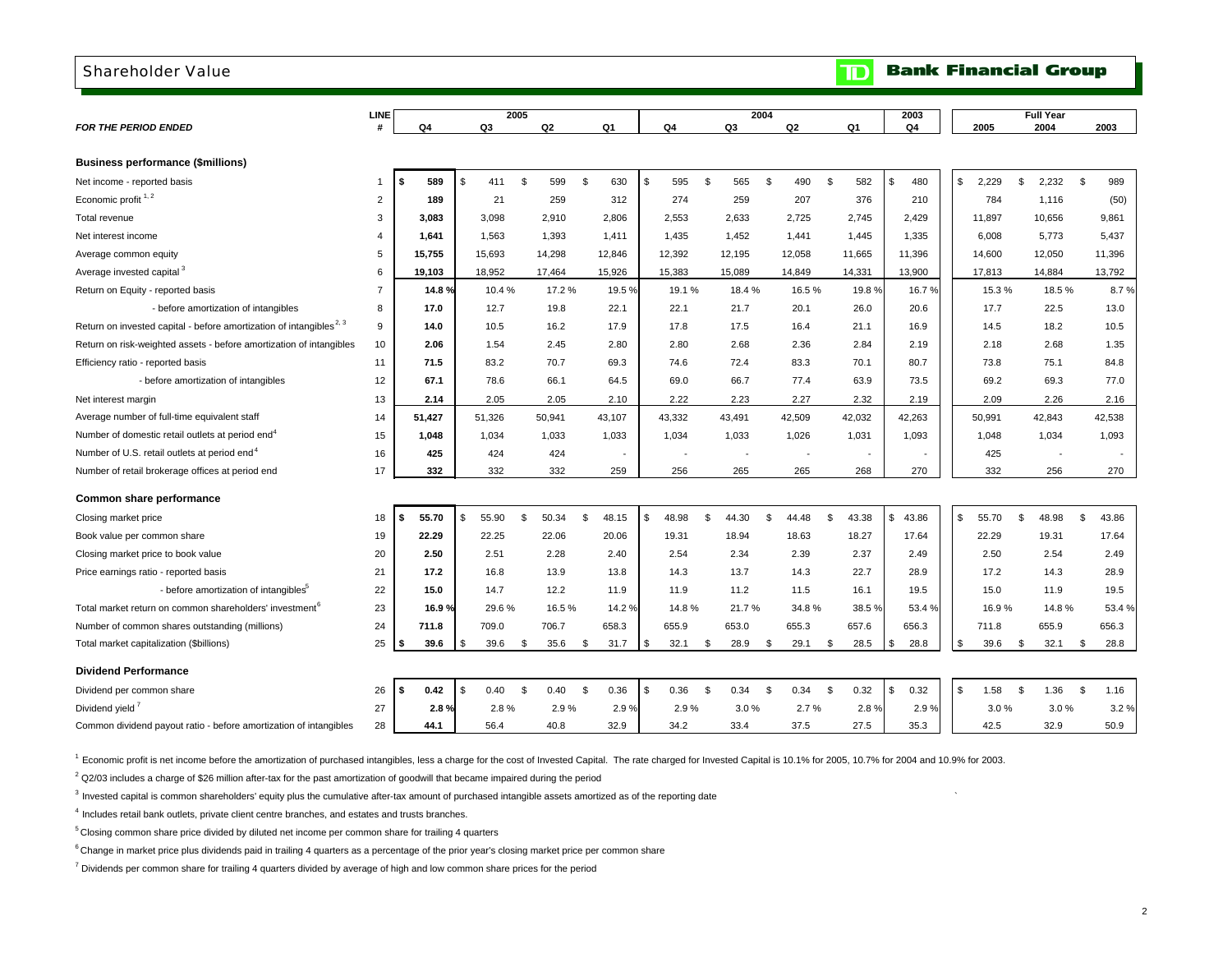# Shareholder Value

**TD Bank Financial Group**

| *FOR THE PERIOD ENDED* | LINE # | 2005 Q4 | 2005 Q3 | 2005 Q2 | 2005 Q1 | 2004 Q4 | 2004 Q3 | 2004 Q2 | 2004 Q1 | 2003 Q4 | Full Year 2005 | Full Year 2004 | Full Year 2003 |
|---|---|---|---|---|---|---|---|---|---|---|---|---|---|
| **Business performance ($millions)** | | | | | | | | | | | | | |
| Net income - reported basis | 1 | **$ 589** | $ 411 | $ 599 | $ 630 | $ 595 | $ 565 | $ 490 | $ 582 | $ 480 | $ 2,229 | $ 2,232 | $ 989 |
| Economic profit [1, 2] | 2 | **189** | 21 | 259 | 312 | 274 | 259 | 207 | 376 | 210 | 784 | 1,116 | (50) |
| Total revenue | 3 | **3,083** | 3,098 | 2,910 | 2,806 | 2,553 | 2,633 | 2,725 | 2,745 | 2,429 | 11,897 | 10,656 | 9,861 |
| Net interest income | 4 | **1,641** | 1,563 | 1,393 | 1,411 | 1,435 | 1,452 | 1,441 | 1,445 | 1,335 | 6,008 | 5,773 | 5,437 |
| Average common equity | 5 | **15,755** | 15,693 | 14,298 | 12,846 | 12,392 | 12,195 | 12,058 | 11,665 | 11,396 | 14,600 | 12,050 | 11,396 |
| Average invested capital [3] | 6 | **19,103** | 18,952 | 17,464 | 15,926 | 15,383 | 15,089 | 14,849 | 14,331 | 13,900 | 17,813 | 14,884 | 13,792 |
| Return on Equity - reported basis | 7 | **14.8 %** | 10.4 % | 17.2 % | 19.5 % | 19.1 % | 18.4 % | 16.5 % | 19.8 % | 16.7 % | 15.3 % | 18.5 % | 8.7 % |
| - before amortization of intangibles | 8 | **17.0** | 12.7 | 19.8 | 22.1 | 22.1 | 21.7 | 20.1 | 26.0 | 20.6 | 17.7 | 22.5 | 13.0 |
| Return on invested capital - before amortization of intangibles [2, 3] | 9 | **14.0** | 10.5 | 16.2 | 17.9 | 17.8 | 17.5 | 16.4 | 21.1 | 16.9 | 14.5 | 18.2 | 10.5 |
| Return on risk-weighted assets - before amortization of intangibles | 10 | **2.06** | 1.54 | 2.45 | 2.80 | 2.80 | 2.68 | 2.36 | 2.84 | 2.19 | 2.18 | 2.68 | 1.35 |
| Efficiency ratio - reported basis | 11 | **71.5** | 83.2 | 70.7 | 69.3 | 74.6 | 72.4 | 83.3 | 70.1 | 80.7 | 73.8 | 75.1 | 84.8 |
| - before amortization of intangibles | 12 | **67.1** | 78.6 | 66.1 | 64.5 | 69.0 | 66.7 | 77.4 | 63.9 | 73.5 | 69.2 | 69.3 | 77.0 |
| Net interest margin | 13 | **2.14** | 2.05 | 2.05 | 2.10 | 2.22 | 2.23 | 2.27 | 2.32 | 2.19 | 2.09 | 2.26 | 2.16 |
| Average number of full-time equivalent staff | 14 | **51,427** | 51,326 | 50,941 | 43,107 | 43,332 | 43,491 | 42,509 | 42,032 | 42,263 | 50,991 | 42,843 | 42,538 |
| Number of domestic retail outlets at period end [4] | 15 | **1,048** | 1,034 | 1,033 | 1,033 | 1,034 | 1,033 | 1,026 | 1,031 | 1,093 | 1,048 | 1,034 | 1,093 |
| Number of U.S. retail outlets at period end [4] | 16 | **425** | 424 | 424 | - | - | - | - | - | - | 425 | - | - |
| Number of retail brokerage offices at period end | 17 | **332** | 332 | 332 | 259 | 256 | 265 | 265 | 268 | 270 | 332 | 256 | 270 |
| **Common share performance** | | | | | | | | | | | | | |
| Closing market price | 18 | **$ 55.70** | $ 55.90 | $ 50.34 | $ 48.15 | $ 48.98 | $ 44.30 | $ 44.48 | $ 43.38 | $ 43.86 | $ 55.70 | $ 48.98 | $ 43.86 |
| Book value per common share | 19 | **22.29** | 22.25 | 22.06 | 20.06 | 19.31 | 18.94 | 18.63 | 18.27 | 17.64 | 22.29 | 19.31 | 17.64 |
| Closing market price to book value | 20 | **2.50** | 2.51 | 2.28 | 2.40 | 2.54 | 2.34 | 2.39 | 2.37 | 2.49 | 2.50 | 2.54 | 2.49 |
| Price earnings ratio - reported basis | 21 | **17.2** | 16.8 | 13.9 | 13.8 | 14.3 | 13.7 | 14.3 | 22.7 | 28.9 | 17.2 | 14.3 | 28.9 |
| - before amortization of intangibles [5] | 22 | **15.0** | 14.7 | 12.2 | 11.9 | 11.9 | 11.2 | 11.5 | 16.1 | 19.5 | 15.0 | 11.9 | 19.5 |
| Total market return on common shareholders' investment [6] | 23 | **16.9 %** | 29.6 % | 16.5 % | 14.2 % | 14.8 % | 21.7 % | 34.8 % | 38.5 % | 53.4 % | 16.9 % | 14.8 % | 53.4 % |
| Number of common shares outstanding (millions) | 24 | **711.8** | 709.0 | 706.7 | 658.3 | 655.9 | 653.0 | 655.3 | 657.6 | 656.3 | 711.8 | 655.9 | 656.3 |
| Total market capitalization ($billions) | 25 | **$ 39.6** | $ 39.6 | $ 35.6 | $ 31.7 | $ 32.1 | $ 28.9 | $ 29.1 | $ 28.5 | $ 28.8 | $ 39.6 | $ 32.1 | $ 28.8 |
| **Dividend Performance** | | | | | | | | | | | | | |
| Dividend per common share | 26 | **$ 0.42** | $ 0.40 | $ 0.40 | $ 0.36 | $ 0.36 | $ 0.34 | $ 0.34 | $ 0.32 | $ 0.32 | $ 1.58 | $ 1.36 | $ 1.16 |
| Dividend yield [7] | 27 | **2.8 %** | 2.8 % | 2.9 % | 2.9 % | 2.9 % | 3.0 % | 2.7 % | 2.8 % | 2.9 % | 3.0 % | 3.0 % | 3.2 % |
| Common dividend payout ratio - before amortization of intangibles | 28 | **44.1** | 56.4 | 40.8 | 32.9 | 34.2 | 33.4 | 37.5 | 27.5 | 35.3 | 42.5 | 32.9 | 50.9 |

[1] Economic profit is net income before the amortization of purchased intangibles, less a charge for the cost of Invested Capital. The rate charged for Invested Capital is 10.1% for 2005, 10.7% for 2004 and 10.9% for 2003.

[2] Q2/03 includes a charge of $26 million after-tax for the past amortization of goodwill that became impaired during the period

[3] Invested capital is common shareholders' equity plus the cumulative after-tax amount of purchased intangible assets amortized as of the reporting date

[4] Includes retail bank outlets, private client centre branches, and estates and trusts branches.

[5] Closing common share price divided by diluted net income per common share for trailing 4 quarters

[6] Change in market price plus dividends paid in trailing 4 quarters as a percentage of the prior year's closing market price per common share

[7] Dividends per common share for trailing 4 quarters divided by average of high and low common share prices for the period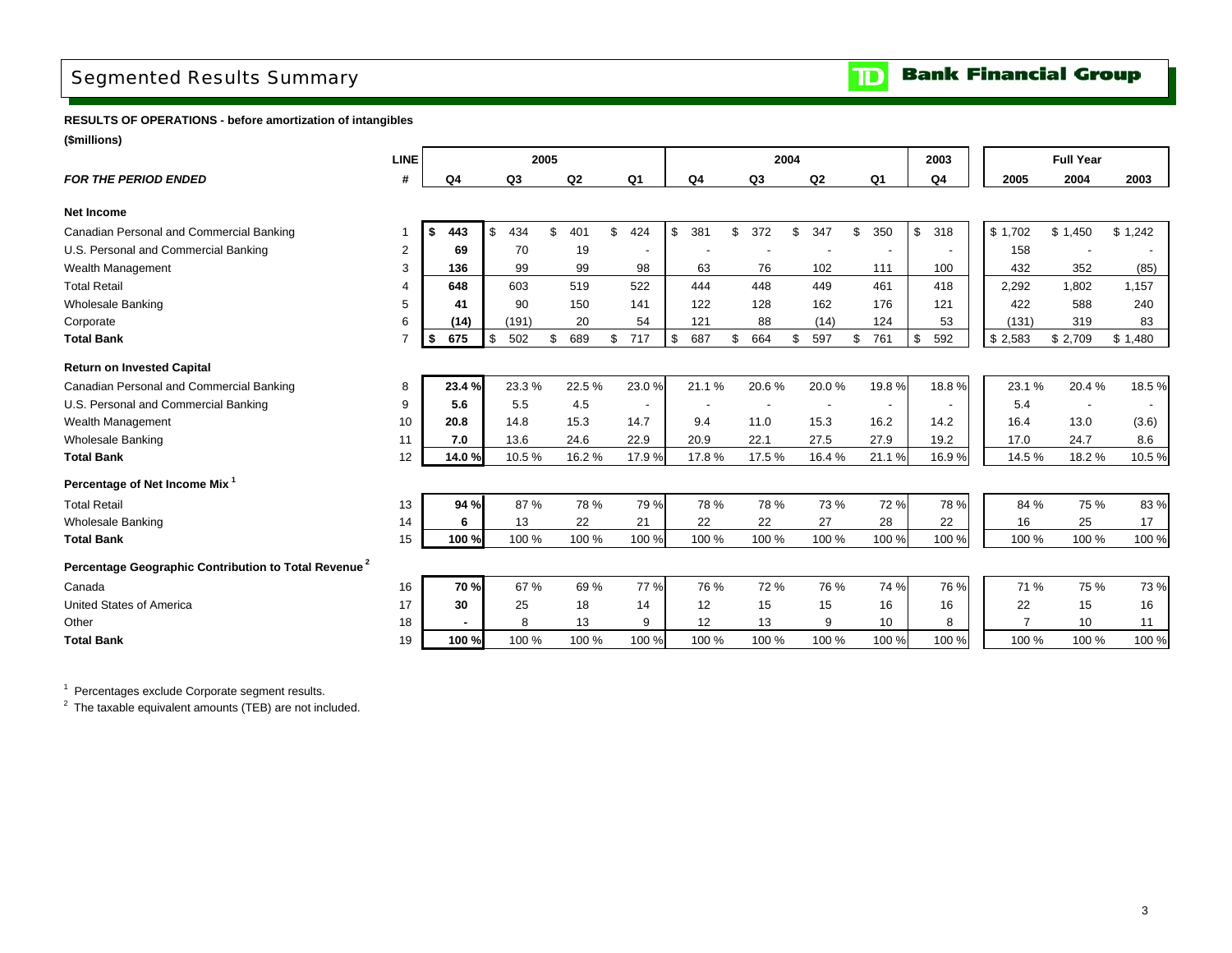# Segmented Results Summary

**RESULTS OF OPERATIONS - before amortization of intangibles**

**($millions)**

| | LINE | 2005 | | | | 2004 | | | | 2003 | Full Year | | |
|---|---|---|---|---|---|---|---|---|---|---|---|---|---|
| ***FOR THE PERIOD ENDED*** | **#** | **Q4** | **Q3** | **Q2** | **Q1** | **Q4** | **Q3** | **Q2** | **Q1** | **Q4** | **2005** | **2004** | **2003** |
| **Net Income** | | | | | | | | | | | | | |
| Canadian Personal and Commercial Banking | 1 | **$ 443** | $ 434 | $ 401 | $ 424 | $ 381 | $ 372 | $ 347 | $ 350 | $ 318 | $ 1,702 | $ 1,450 | $ 1,242 |
| U.S. Personal and Commercial Banking | 2 | **69** | 70 | 19 | - | - | - | - | - | - | 158 | - | - |
| Wealth Management | 3 | **136** | 99 | 99 | 98 | 63 | 76 | 102 | 111 | 100 | 432 | 352 | (85) |
| Total Retail | 4 | **648** | 603 | 519 | 522 | 444 | 448 | 449 | 461 | 418 | 2,292 | 1,802 | 1,157 |
| Wholesale Banking | 5 | **41** | 90 | 150 | 141 | 122 | 128 | 162 | 176 | 121 | 422 | 588 | 240 |
| Corporate | 6 | **(14)** | (191) | 20 | 54 | 121 | 88 | (14) | 124 | 53 | (131) | 319 | 83 |
| **Total Bank** | 7 | **$ 675** | $ 502 | $ 689 | $ 717 | $ 687 | $ 664 | $ 597 | $ 761 | $ 592 | $ 2,583 | $ 2,709 | $ 1,480 |
| **Return on Invested Capital** | | | | | | | | | | | | | |
| Canadian Personal and Commercial Banking | 8 | **23.4 %** | 23.3 % | 22.5 % | 23.0 % | 21.1 % | 20.6 % | 20.0 % | 19.8 % | 18.8 % | 23.1 % | 20.4 % | 18.5 % |
| U.S. Personal and Commercial Banking | 9 | **5.6** | 5.5 | 4.5 | - | - | - | - | - | - | 5.4 | - | - |
| Wealth Management | 10 | **20.8** | 14.8 | 15.3 | 14.7 | 9.4 | 11.0 | 15.3 | 16.2 | 14.2 | 16.4 | 13.0 | (3.6) |
| Wholesale Banking | 11 | **7.0** | 13.6 | 24.6 | 22.9 | 20.9 | 22.1 | 27.5 | 27.9 | 19.2 | 17.0 | 24.7 | 8.6 |
| **Total Bank** | 12 | **14.0 %** | 10.5 % | 16.2 % | 17.9 % | 17.8 % | 17.5 % | 16.4 % | 21.1 % | 16.9 % | 14.5 % | 18.2 % | 10.5 % |
| **Percentage of Net Income Mix [1]** | | | | | | | | | | | | | |
| Total Retail | 13 | **94 %** | 87 % | 78 % | 79 % | 78 % | 78 % | 73 % | 72 % | 78 % | 84 % | 75 % | 83 % |
| Wholesale Banking | 14 | **6** | 13 | 22 | 21 | 22 | 22 | 27 | 28 | 22 | 16 | 25 | 17 |
| **Total Bank** | 15 | **100 %** | 100 % | 100 % | 100 % | 100 % | 100 % | 100 % | 100 % | 100 % | 100 % | 100 % | 100 % |
| **Percentage Geographic Contribution to Total Revenue [2]** | | | | | | | | | | | | | |
| Canada | 16 | **70 %** | 67 % | 69 % | 77 % | 76 % | 72 % | 76 % | 74 % | 76 % | 71 % | 75 % | 73 % |
| United States of America | 17 | **30** | 25 | 18 | 14 | 12 | 15 | 15 | 16 | 16 | 22 | 15 | 16 |
| Other | 18 | **-** | 8 | 13 | 9 | 12 | 13 | 9 | 10 | 8 | 7 | 10 | 11 |
| **Total Bank** | 19 | **100 %** | 100 % | 100 % | 100 % | 100 % | 100 % | 100 % | 100 % | 100 % | 100 % | 100 % | 100 % |

[1] Percentages exclude Corporate segment results.

[2] The taxable equivalent amounts (TEB) are not included.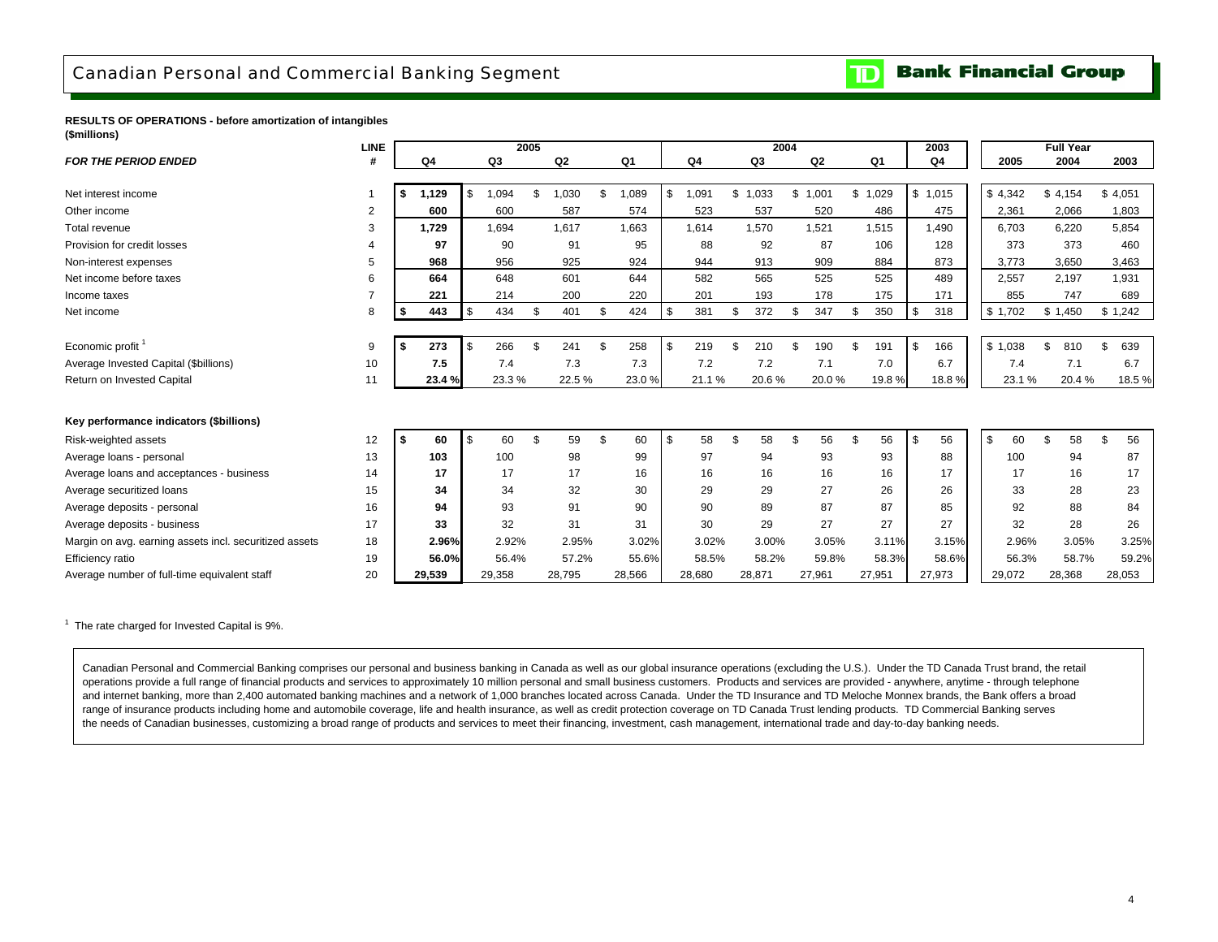# Canadian Personal and Commercial Banking Segment

**TD Bank Financial Group**

**RESULTS OF OPERATIONS - before amortization of intangibles**
**($millions)**

| *FOR THE PERIOD ENDED* | LINE # | 2005 Q4 | 2005 Q3 | 2005 Q2 | 2005 Q1 | 2004 Q4 | 2004 Q3 | 2004 Q2 | 2004 Q1 | 2003 Q4 | Full Year 2005 | Full Year 2004 | Full Year 2003 |
|---|---|---|---|---|---|---|---|---|---|---|---|---|---|
| Net interest income | 1 | **$ 1,129** | $ 1,094 | $ 1,030 | $ 1,089 | $ 1,091 | $ 1,033 | $ 1,001 | $ 1,029 | $ 1,015 | $ 4,342 | $ 4,154 | $ 4,051 |
| Other income | 2 | **600** | 600 | 587 | 574 | 523 | 537 | 520 | 486 | 475 | 2,361 | 2,066 | 1,803 |
| Total revenue | 3 | **1,729** | 1,694 | 1,617 | 1,663 | 1,614 | 1,570 | 1,521 | 1,515 | 1,490 | 6,703 | 6,220 | 5,854 |
| Provision for credit losses | 4 | **97** | 90 | 91 | 95 | 88 | 92 | 87 | 106 | 128 | 373 | 373 | 460 |
| Non-interest expenses | 5 | **968** | 956 | 925 | 924 | 944 | 913 | 909 | 884 | 873 | 3,773 | 3,650 | 3,463 |
| Net income before taxes | 6 | **664** | 648 | 601 | 644 | 582 | 565 | 525 | 525 | 489 | 2,557 | 2,197 | 1,931 |
| Income taxes | 7 | **221** | 214 | 200 | 220 | 201 | 193 | 178 | 175 | 171 | 855 | 747 | 689 |
| Net income | 8 | **$ 443** | $ 434 | $ 401 | $ 424 | $ 381 | $ 372 | $ 347 | $ 350 | $ 318 | $ 1,702 | $ 1,450 | $ 1,242 |
| Economic profit [1] | 9 | **$ 273** | $ 266 | $ 241 | $ 258 | $ 219 | $ 210 | $ 190 | $ 191 | $ 166 | $ 1,038 | $ 810 | $ 639 |
| Average Invested Capital ($billions) | 10 | **7.5** | 7.4 | 7.3 | 7.3 | 7.2 | 7.2 | 7.1 | 7.0 | 6.7 | 7.4 | 7.1 | 6.7 |
| Return on Invested Capital | 11 | **23.4 %** | 23.3 % | 22.5 % | 23.0 % | 21.1 % | 20.6 % | 20.0 % | 19.8 % | 18.8 % | 23.1 % | 20.4 % | 18.5 % |
| **Key performance indicators ($billions)** | | | | | | | | | | | | | |
| Risk-weighted assets | 12 | **$ 60** | $ 60 | $ 59 | $ 60 | $ 58 | $ 58 | $ 56 | $ 56 | $ 56 | $ 60 | $ 58 | $ 56 |
| Average loans - personal | 13 | **103** | 100 | 98 | 99 | 97 | 94 | 93 | 93 | 88 | 100 | 94 | 87 |
| Average loans and acceptances - business | 14 | **17** | 17 | 17 | 16 | 16 | 16 | 16 | 16 | 17 | 17 | 16 | 17 |
| Average securitized loans | 15 | **34** | 34 | 32 | 30 | 29 | 29 | 27 | 26 | 26 | 33 | 28 | 23 |
| Average deposits - personal | 16 | **94** | 93 | 91 | 90 | 90 | 89 | 87 | 87 | 85 | 92 | 88 | 84 |
| Average deposits - business | 17 | **33** | 32 | 31 | 31 | 30 | 29 | 27 | 27 | 27 | 32 | 28 | 26 |
| Margin on avg. earning assets incl. securitized assets | 18 | **2.96%** | 2.92% | 2.95% | 3.02% | 3.02% | 3.00% | 3.05% | 3.11% | 3.15% | 2.96% | 3.05% | 3.25% |
| Efficiency ratio | 19 | **56.0%** | 56.4% | 57.2% | 55.6% | 58.5% | 58.2% | 59.8% | 58.3% | 58.6% | 56.3% | 58.7% | 59.2% |
| Average number of full-time equivalent staff | 20 | **29,539** | 29,358 | 28,795 | 28,566 | 28,680 | 28,871 | 27,961 | 27,951 | 27,973 | 29,072 | 28,368 | 28,053 |

[1] The rate charged for Invested Capital is 9%.

Canadian Personal and Commercial Banking comprises our personal and business banking in Canada as well as our global insurance operations (excluding the U.S.). Under the TD Canada Trust brand, the retail operations provide a full range of financial products and services to approximately 10 million personal and small business customers. Products and services are provided - anywhere, anytime - through telephone and internet banking, more than 2,400 automated banking machines and a network of 1,000 branches located across Canada. Under the TD Insurance and TD Meloche Monnex brands, the Bank offers a broad range of insurance products including home and automobile coverage, life and health insurance, as well as credit protection coverage on TD Canada Trust lending products. TD Commercial Banking serves the needs of Canadian businesses, customizing a broad range of products and services to meet their financing, investment, cash management, international trade and day-to-day banking needs.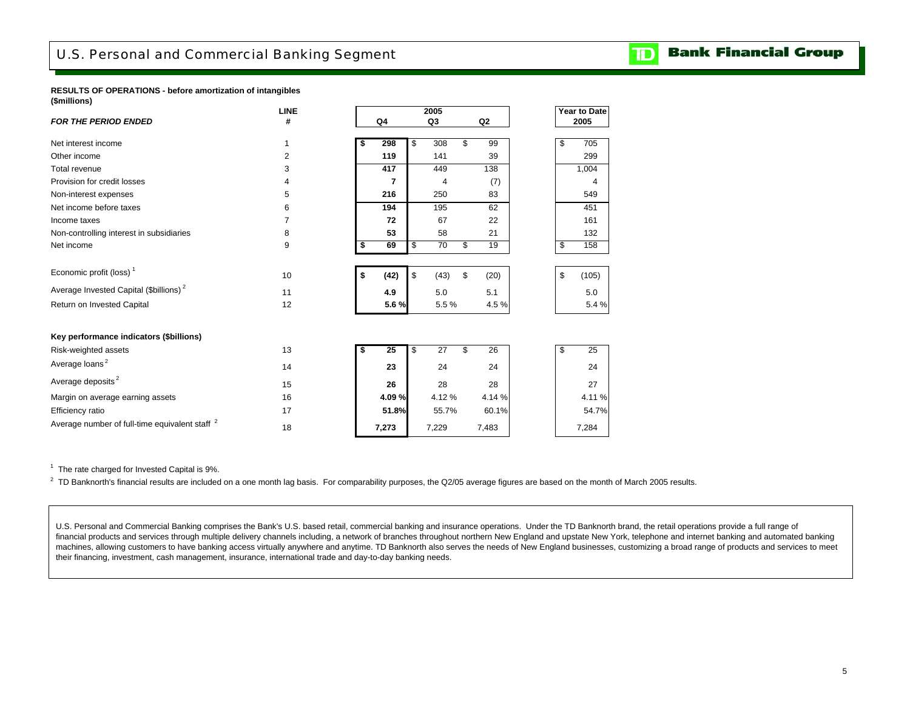# U.S. Personal and Commercial Banking Segment

TD Bank Financial Group

**RESULTS OF OPERATIONS - before amortization of intangibles**
**($millions)**

| *FOR THE PERIOD ENDED* | LINE # | 2005 Q4 | 2005 Q3 | 2005 Q2 | Year to Date 2005 |
|---|---|---|---|---|---|
| Net interest income | 1 | **$ 298** | $ 308 | $ 99 | $ 705 |
| Other income | 2 | **119** | 141 | 39 | 299 |
| Total revenue | 3 | **417** | 449 | 138 | 1,004 |
| Provision for credit losses | 4 | **7** | 4 | (7) | 4 |
| Non-interest expenses | 5 | **216** | 250 | 83 | 549 |
| Net income before taxes | 6 | **194** | 195 | 62 | 451 |
| Income taxes | 7 | **72** | 67 | 22 | 161 |
| Non-controlling interest in subsidiaries | 8 | **53** | 58 | 21 | 132 |
| Net income | 9 | **$ 69** | $ 70 | $ 19 | $ 158 |
| Economic profit (loss) [1] | 10 | **$ (42)** | $ (43) | $ (20) | $ (105) |
| Average Invested Capital ($billions) [2] | 11 | **4.9** | 5.0 | 5.1 | 5.0 |
| Return on Invested Capital | 12 | **5.6 %** | 5.5 % | 4.5 % | 5.4 % |
| **Key performance indicators ($billions)** | | | | | |
| Risk-weighted assets | 13 | **$ 25** | $ 27 | $ 26 | $ 25 |
| Average loans [2] | 14 | **23** | 24 | 24 | 24 |
| Average deposits [2] | 15 | **26** | 28 | 28 | 27 |
| Margin on average earning assets | 16 | **4.09 %** | 4.12 % | 4.14 % | 4.11 % |
| Efficiency ratio | 17 | **51.8%** | 55.7% | 60.1% | 54.7% |
| Average number of full-time equivalent staff [2] | 18 | **7,273** | 7,229 | 7,483 | 7,284 |

[1] The rate charged for Invested Capital is 9%.

[2] TD Banknorth's financial results are included on a one month lag basis. For comparability purposes, the Q2/05 average figures are based on the month of March 2005 results.

U.S. Personal and Commercial Banking comprises the Bank's U.S. based retail, commercial banking and insurance operations. Under the TD Banknorth brand, the retail operations provide a full range of financial products and services through multiple delivery channels including, a network of branches throughout northern New England and upstate New York, telephone and internet banking and automated banking machines, allowing customers to have banking access virtually anywhere and anytime. TD Banknorth also serves the needs of New England businesses, customizing a broad range of products and services to meet their financing, investment, cash management, insurance, international trade and day-to-day banking needs.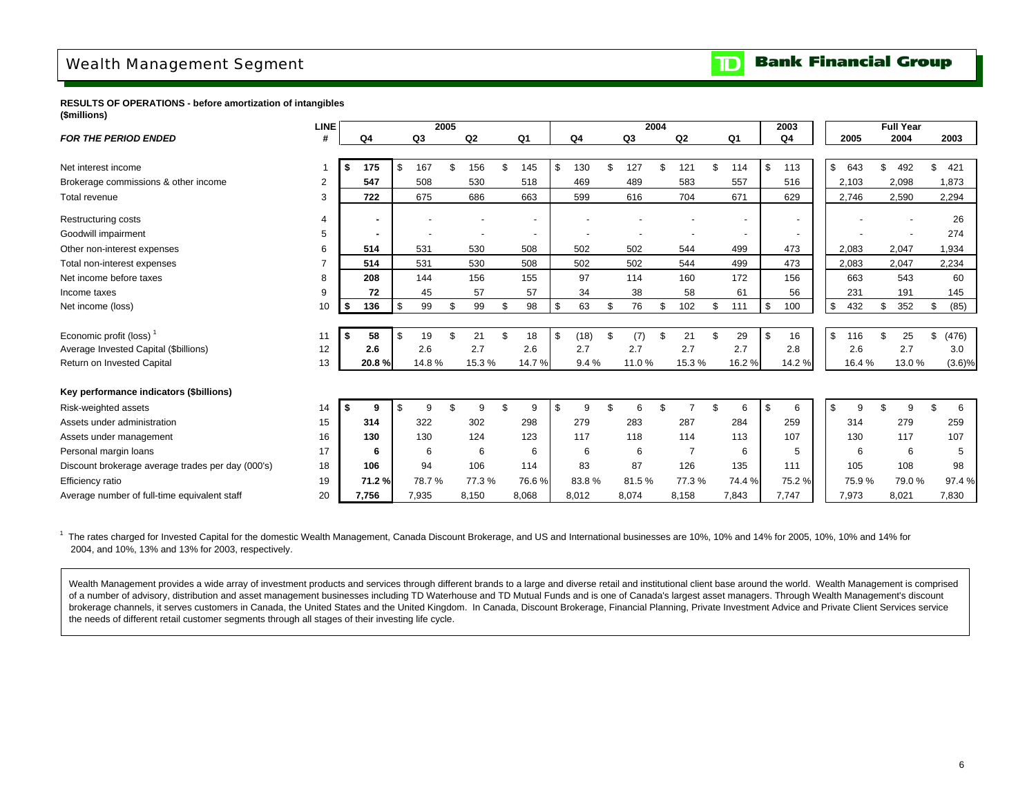# Wealth Management Segment

**RESULTS OF OPERATIONS - before amortization of intangibles**
**($millions)**

| *FOR THE PERIOD ENDED* | LINE # | 2005 Q4 | 2005 Q3 | 2005 Q2 | 2005 Q1 | 2004 Q4 | 2004 Q3 | 2004 Q2 | 2004 Q1 | 2003 Q4 | Full Year 2005 | Full Year 2004 | Full Year 2003 |
|---|---|---|---|---|---|---|---|---|---|---|---|---|---|
| Net interest income | 1 | **$ 175** | $ 167 | $ 156 | $ 145 | $ 130 | $ 127 | $ 121 | $ 114 | $ 113 | $ 643 | $ 492 | $ 421 |
| Brokerage commissions & other income | 2 | **547** | 508 | 530 | 518 | 469 | 489 | 583 | 557 | 516 | 2,103 | 2,098 | 1,873 |
| Total revenue | 3 | **722** | 675 | 686 | 663 | 599 | 616 | 704 | 671 | 629 | 2,746 | 2,590 | 2,294 |
| Restructuring costs | 4 | **-** | - | - | - | - | - | - | - | - | - | - | 26 |
| Goodwill impairment | 5 | **-** | - | - | - | - | - | - | - | - | - | - | 274 |
| Other non-interest expenses | 6 | **514** | 531 | 530 | 508 | 502 | 502 | 544 | 499 | 473 | 2,083 | 2,047 | 1,934 |
| Total non-interest expenses | 7 | **514** | 531 | 530 | 508 | 502 | 502 | 544 | 499 | 473 | 2,083 | 2,047 | 2,234 |
| Net income before taxes | 8 | **208** | 144 | 156 | 155 | 97 | 114 | 160 | 172 | 156 | 663 | 543 | 60 |
| Income taxes | 9 | **72** | 45 | 57 | 57 | 34 | 38 | 58 | 61 | 56 | 231 | 191 | 145 |
| Net income (loss) | 10 | **$ 136** | $ 99 | $ 99 | $ 98 | $ 63 | $ 76 | $ 102 | $ 111 | $ 100 | $ 432 | $ 352 | $ (85) |
| Economic profit (loss) [1] | 11 | **$ 58** | $ 19 | $ 21 | $ 18 | $ (18) | $ (7) | $ 21 | $ 29 | $ 16 | $ 116 | $ 25 | $ (476) |
| Average Invested Capital ($billions) | 12 | **2.6** | 2.6 | 2.7 | 2.6 | 2.7 | 2.7 | 2.7 | 2.7 | 2.8 | 2.6 | 2.7 | 3.0 |
| Return on Invested Capital | 13 | **20.8 %** | 14.8 % | 15.3 % | 14.7 % | 9.4 % | 11.0 % | 15.3 % | 16.2 % | 14.2 % | 16.4 % | 13.0 % | (3.6)% |
| **Key performance indicators ($billions)** | | | | | | | | | | | | | |
| Risk-weighted assets | 14 | **$ 9** | $ 9 | $ 9 | $ 9 | $ 9 | $ 6 | $ 7 | $ 6 | $ 6 | $ 9 | $ 9 | $ 6 |
| Assets under administration | 15 | **314** | 322 | 302 | 298 | 279 | 283 | 287 | 284 | 259 | 314 | 279 | 259 |
| Assets under management | 16 | **130** | 130 | 124 | 123 | 117 | 118 | 114 | 113 | 107 | 130 | 117 | 107 |
| Personal margin loans | 17 | **6** | 6 | 6 | 6 | 6 | 6 | 7 | 6 | 5 | 6 | 6 | 5 |
| Discount brokerage average trades per day (000's) | 18 | **106** | 94 | 106 | 114 | 83 | 87 | 126 | 135 | 111 | 105 | 108 | 98 |
| Efficiency ratio | 19 | **71.2 %** | 78.7 % | 77.3 % | 76.6 % | 83.8 % | 81.5 % | 77.3 % | 74.4 % | 75.2 % | 75.9 % | 79.0 % | 97.4 % |
| Average number of full-time equivalent staff | 20 | **7,756** | 7,935 | 8,150 | 8,068 | 8,012 | 8,074 | 8,158 | 7,843 | 7,747 | 7,973 | 8,021 | 7,830 |

[1] The rates charged for Invested Capital for the domestic Wealth Management, Canada Discount Brokerage, and US and International businesses are 10%, 10% and 14% for 2005, 10%, 10% and 14% for 2004, and 10%, 13% and 13% for 2003, respectively.

Wealth Management provides a wide array of investment products and services through different brands to a large and diverse retail and institutional client base around the world. Wealth Management is comprised of a number of advisory, distribution and asset management businesses including TD Waterhouse and TD Mutual Funds and is one of Canada's largest asset managers. Through Wealth Management's discount brokerage channels, it serves customers in Canada, the United States and the United Kingdom. In Canada, Discount Brokerage, Financial Planning, Private Investment Advice and Private Client Services service the needs of different retail customer segments through all stages of their investing life cycle.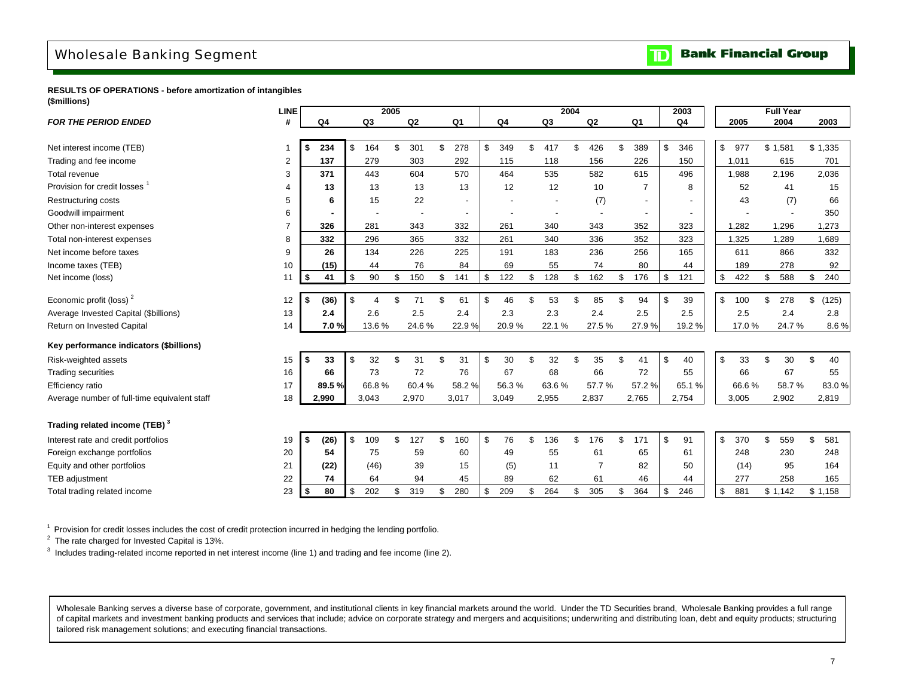# Wholesale Banking Segment

**RESULTS OF OPERATIONS - before amortization of intangibles**
**($millions)**

| *FOR THE PERIOD ENDED* | LINE # | 2005 Q4 | 2005 Q3 | 2005 Q2 | 2005 Q1 | 2004 Q4 | 2004 Q3 | 2004 Q2 | 2004 Q1 | 2003 Q4 | Full Year 2005 | Full Year 2004 | Full Year 2003 |
|---|---|---|---|---|---|---|---|---|---|---|---|---|---|
| Net interest income (TEB) | 1 | $ 234 | $ 164 | $ 301 | $ 278 | $ 349 | $ 417 | $ 426 | $ 389 | $ 346 | $ 977 | $ 1,581 | $ 1,335 |
| Trading and fee income | 2 | 137 | 279 | 303 | 292 | 115 | 118 | 156 | 226 | 150 | 1,011 | 615 | 701 |
| Total revenue | 3 | 371 | 443 | 604 | 570 | 464 | 535 | 582 | 615 | 496 | 1,988 | 2,196 | 2,036 |
| Provision for credit losses [1] | 4 | 13 | 13 | 13 | 13 | 12 | 12 | 10 | 7 | 8 | 52 | 41 | 15 |
| Restructuring costs | 5 | 6 | 15 | 22 | - | - | - | (7) | - | - | 43 | (7) | 66 |
| Goodwill impairment | 6 | - | - | - | - | - | - | - | - | - | - | - | 350 |
| Other non-interest expenses | 7 | 326 | 281 | 343 | 332 | 261 | 340 | 343 | 352 | 323 | 1,282 | 1,296 | 1,273 |
| Total non-interest expenses | 8 | 332 | 296 | 365 | 332 | 261 | 340 | 336 | 352 | 323 | 1,325 | 1,289 | 1,689 |
| Net income before taxes | 9 | 26 | 134 | 226 | 225 | 191 | 183 | 236 | 256 | 165 | 611 | 866 | 332 |
| Income taxes (TEB) | 10 | (15) | 44 | 76 | 84 | 69 | 55 | 74 | 80 | 44 | 189 | 278 | 92 |
| Net income (loss) | 11 | $ 41 | $ 90 | $ 150 | $ 141 | $ 122 | $ 128 | $ 162 | $ 176 | $ 121 | $ 422 | $ 588 | $ 240 |
| Economic profit (loss) [2] | 12 | $ (36) | $ 4 | $ 71 | $ 61 | $ 46 | $ 53 | $ 85 | $ 94 | $ 39 | $ 100 | $ 278 | $ (125) |
| Average Invested Capital ($billions) | 13 | 2.4 | 2.6 | 2.5 | 2.4 | 2.3 | 2.3 | 2.4 | 2.5 | 2.5 | 2.5 | 2.4 | 2.8 |
| Return on Invested Capital | 14 | 7.0 % | 13.6 % | 24.6 % | 22.9 % | 20.9 % | 22.1 % | 27.5 % | 27.9 % | 19.2 % | 17.0 % | 24.7 % | 8.6 % |
| **Key performance indicators ($billions)** | | | | | | | | | | | | | |
| Risk-weighted assets | 15 | $ 33 | $ 32 | $ 31 | $ 31 | $ 30 | $ 32 | $ 35 | $ 41 | $ 40 | $ 33 | $ 30 | $ 40 |
| Trading securities | 16 | 66 | 73 | 72 | 76 | 67 | 68 | 66 | 72 | 55 | 66 | 67 | 55 |
| Efficiency ratio | 17 | 89.5 % | 66.8 % | 60.4 % | 58.2 % | 56.3 % | 63.6 % | 57.7 % | 57.2 % | 65.1 % | 66.6 % | 58.7 % | 83.0 % |
| Average number of full-time equivalent staff | 18 | 2,990 | 3,043 | 2,970 | 3,017 | 3,049 | 2,955 | 2,837 | 2,765 | 2,754 | 3,005 | 2,902 | 2,819 |
| **Trading related income (TEB) [3]** | | | | | | | | | | | | | |
| Interest rate and credit portfolios | 19 | $ (26) | $ 109 | $ 127 | $ 160 | $ 76 | $ 136 | $ 176 | $ 171 | $ 91 | $ 370 | $ 559 | $ 581 |
| Foreign exchange portfolios | 20 | 54 | 75 | 59 | 60 | 49 | 55 | 61 | 65 | 61 | 248 | 230 | 248 |
| Equity and other portfolios | 21 | (22) | (46) | 39 | 15 | (5) | 11 | 7 | 82 | 50 | (14) | 95 | 164 |
| TEB adjustment | 22 | 74 | 64 | 94 | 45 | 89 | 62 | 61 | 46 | 44 | 277 | 258 | 165 |
| Total trading related income | 23 | $ 80 | $ 202 | $ 319 | $ 280 | $ 209 | $ 264 | $ 305 | $ 364 | $ 246 | $ 881 | $ 1,142 | $ 1,158 |

[1] Provision for credit losses includes the cost of credit protection incurred in hedging the lending portfolio.

[2] The rate charged for Invested Capital is 13%.

[3] Includes trading-related income reported in net interest income (line 1) and trading and fee income (line 2).

Wholesale Banking serves a diverse base of corporate, government, and institutional clients in key financial markets around the world. Under the TD Securities brand, Wholesale Banking provides a full range of capital markets and investment banking products and services that include; advice on corporate strategy and mergers and acquisitions; underwriting and distributing loan, debt and equity products; structuring tailored risk management solutions; and executing financial transactions.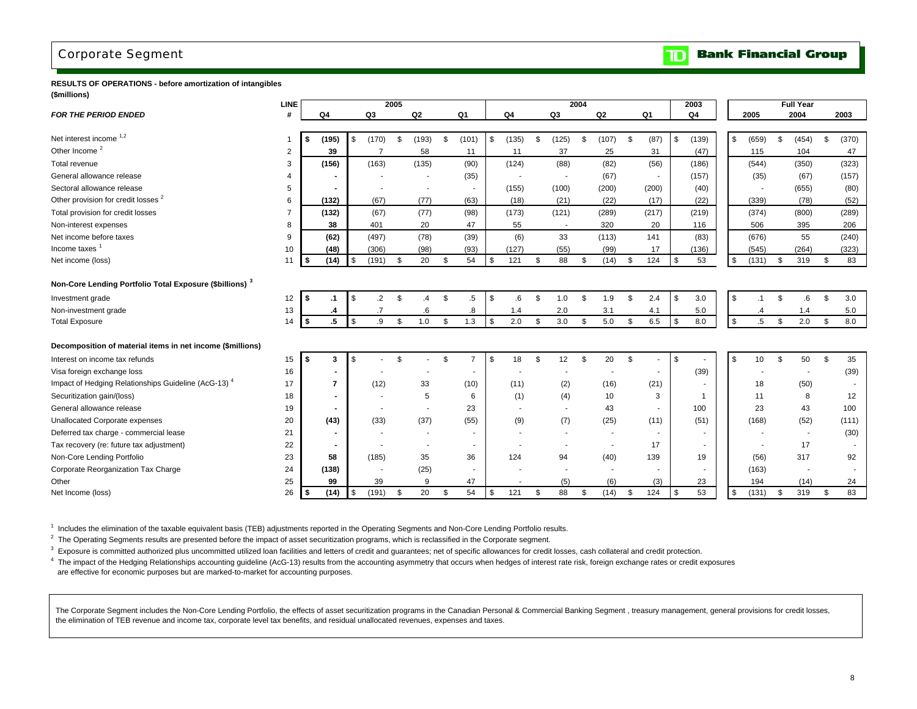# Corporate Segment

**RESULTS OF OPERATIONS - before amortization of intangibles**
**($millions)**

| FOR THE PERIOD ENDED | LINE # | 2005 Q4 | 2005 Q3 | 2005 Q2 | 2005 Q1 | 2004 Q4 | 2004 Q3 | 2004 Q2 | 2004 Q1 | 2003 Q4 | Full Year 2005 | Full Year 2004 | Full Year 2003 |
|---|---|---|---|---|---|---|---|---|---|---|---|---|---|
| Net interest income [1,2] | 1 | $ (195) | $ (170) | $ (193) | $ (101) | $ (135) | $ (125) | $ (107) | $ (87) | $ (139) | $ (659) | $ (454) | $ (370) |
| Other Income [2] | 2 | 39 | 7 | 58 | 11 | 11 | 37 | 25 | 31 | (47) | 115 | 104 | 47 |
| Total revenue | 3 | (156) | (163) | (135) | (90) | (124) | (88) | (82) | (56) | (186) | (544) | (350) | (323) |
| General allowance release | 4 | - | - | - | (35) | - | - | (67) | - | (157) | (35) | (67) | (157) |
| Sectoral allowance release | 5 | - | - | - | - | (155) | (100) | (200) | (200) | (40) | - | (655) | (80) |
| Other provision for credit losses [2] | 6 | (132) | (67) | (77) | (63) | (18) | (21) | (22) | (17) | (22) | (339) | (78) | (52) |
| Total provision for credit losses | 7 | (132) | (67) | (77) | (98) | (173) | (121) | (289) | (217) | (219) | (374) | (800) | (289) |
| Non-interest expenses | 8 | 38 | 401 | 20 | 47 | 55 | - | 320 | 20 | 116 | 506 | 395 | 206 |
| Net income before taxes | 9 | (62) | (497) | (78) | (39) | (6) | 33 | (113) | 141 | (83) | (676) | 55 | (240) |
| Income taxes [1] | 10 | (48) | (306) | (98) | (93) | (127) | (55) | (99) | 17 | (136) | (545) | (264) | (323) |
| Net income (loss) | 11 | $ (14) | $ (191) | $ 20 | $ 54 | $ 121 | $ 88 | $ (14) | $ 124 | $ 53 | $ (131) | $ 319 | $ 83 |
| **Non-Core Lending Portfolio Total Exposure ($billions) [3]** | | | | | | | | | | | | | |
| Investment grade | 12 | $ .1 | $ .2 | $ .4 | $ .5 | $ .6 | $ 1.0 | $ 1.9 | $ 2.4 | $ 3.0 | $ .1 | $ .6 | $ 3.0 |
| Non-investment grade | 13 | .4 | .7 | .6 | .8 | 1.4 | 2.0 | 3.1 | 4.1 | 5.0 | .4 | 1.4 | 5.0 |
| Total Exposure | 14 | $ .5 | $ .9 | $ 1.0 | $ 1.3 | $ 2.0 | $ 3.0 | $ 5.0 | $ 6.5 | $ 8.0 | $ .5 | $ 2.0 | $ 8.0 |
| **Decomposition of material items in net income ($millions)** | | | | | | | | | | | | | |
| Interest on income tax refunds | 15 | $ 3 | $ - | $ - | $ 7 | $ 18 | $ 12 | $ 20 | $ - | $ - | $ 10 | $ 50 | $ 35 |
| Visa foreign exchange loss | 16 | - | - | - | - | - | - | - | - | (39) | - | - | (39) |
| Impact of Hedging Relationships Guideline (AcG-13) [4] | 17 | 7 | (12) | 33 | (10) | (11) | (2) | (16) | (21) | - | 18 | (50) | - |
| Securitization gain/(loss) | 18 | - | - | 5 | 6 | (1) | (4) | 10 | 3 | 1 | 11 | 8 | 12 |
| General allowance release | 19 | - | - | - | 23 | - | - | 43 | - | 100 | 23 | 43 | 100 |
| Unallocated Corporate expenses | 20 | (43) | (33) | (37) | (55) | (9) | (7) | (25) | (11) | (51) | (168) | (52) | (111) |
| Deferred tax charge - commercial lease | 21 | - | - | - | - | - | - | - | - | - | - | - | (30) |
| Tax recovery (re: future tax adjustment) | 22 | - | - | - | - | - | - | - | 17 | - | - | 17 | - |
| Non-Core Lending Portfolio | 23 | 58 | (185) | 35 | 36 | 124 | 94 | (40) | 139 | 19 | (56) | 317 | 92 |
| Corporate Reorganization Tax Charge | 24 | (138) | - | (25) | - | - | - | - | - | - | (163) | - | - |
| Other | 25 | 99 | 39 | 9 | 47 | - | (5) | (6) | (3) | 23 | 194 | (14) | 24 |
| Net Income (loss) | 26 | $ (14) | $ (191) | $ 20 | $ 54 | $ 121 | $ 88 | $ (14) | $ 124 | $ 53 | $ (131) | $ 319 | $ 83 |

[1] Includes the elimination of the taxable equivalent basis (TEB) adjustments reported in the Operating Segments and Non-Core Lending Portfolio results.

[2] The Operating Segments results are presented before the impact of asset securitization programs, which is reclassified in the Corporate segment.

[3] Exposure is committed authorized plus uncommitted utilized loan facilities and letters of credit and guarantees; net of specific allowances for credit losses, cash collateral and credit protection.

[4] The impact of the Hedging Relationships accounting guideline (AcG-13) results from the accounting asymmetry that occurs when hedges of interest rate risk, foreign exchange rates or credit exposures are effective for economic purposes but are marked-to-market for accounting purposes.

The Corporate Segment includes the Non-Core Lending Portfolio, the effects of asset securitization programs in the Canadian Personal & Commercial Banking Segment , treasury management, general provisions for credit losses, the elimination of TEB revenue and income tax, corporate level tax benefits, and residual unallocated revenues, expenses and taxes.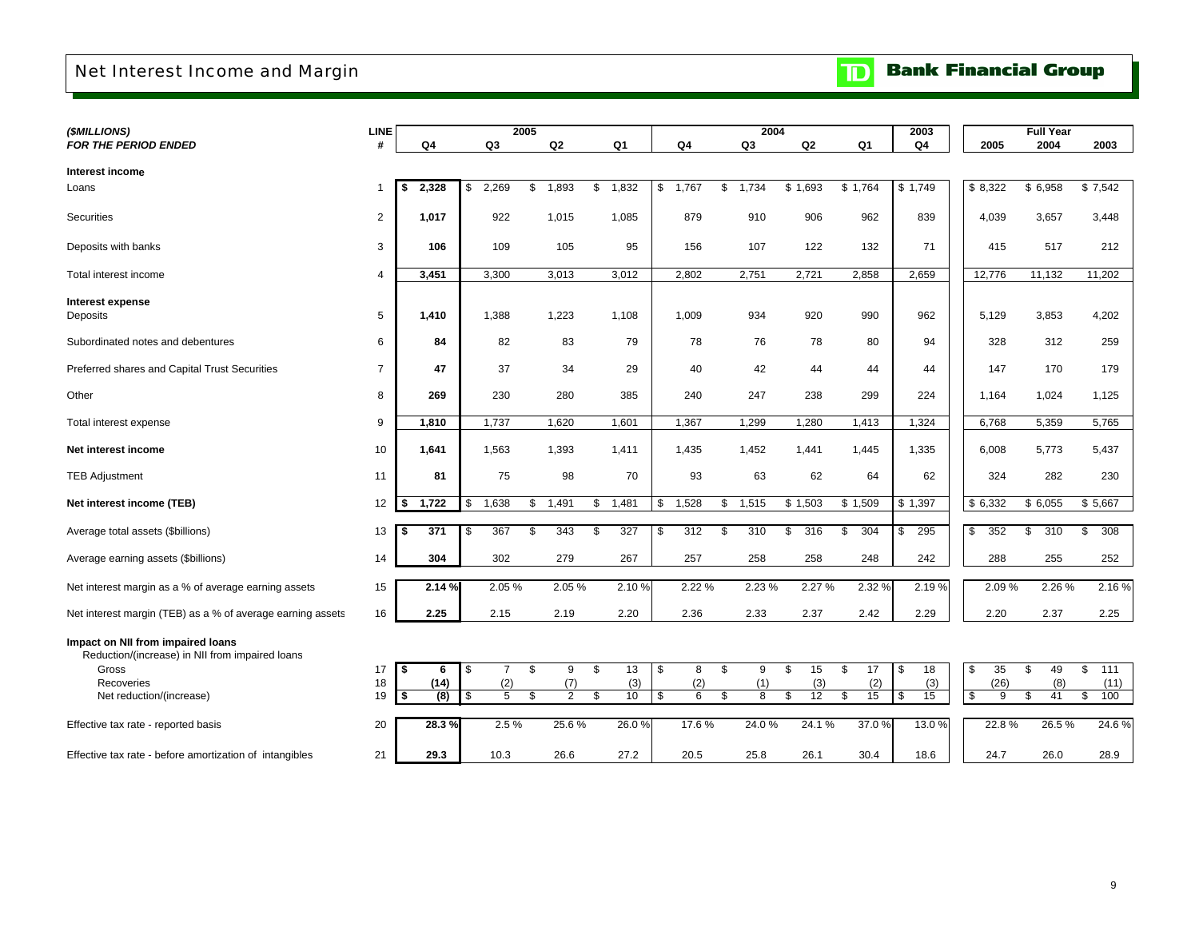# Net Interest Income and Margin

TD Bank Financial Group

| *($MILLIONS)* *FOR THE PERIOD ENDED* | LINE # | 2005 Q4 | 2005 Q3 | 2005 Q2 | 2005 Q1 | 2004 Q4 | 2004 Q3 | 2004 Q2 | 2004 Q1 | 2003 Q4 | Full Year 2005 | Full Year 2004 | Full Year 2003 |
|---|---|---|---|---|---|---|---|---|---|---|---|---|---|
| **Interest income** | | | | | | | | | | | | | |
| Loans | 1 | **$ 2,328** | $ 2,269 | $ 1,893 | $ 1,832 | $ 1,767 | $ 1,734 | $ 1,693 | $ 1,764 | $ 1,749 | $ 8,322 | $ 6,958 | $ 7,542 |
| Securities | 2 | **1,017** | 922 | 1,015 | 1,085 | 879 | 910 | 906 | 962 | 839 | 4,039 | 3,657 | 3,448 |
| Deposits with banks | 3 | **106** | 109 | 105 | 95 | 156 | 107 | 122 | 132 | 71 | 415 | 517 | 212 |
| Total interest income | 4 | **3,451** | 3,300 | 3,013 | 3,012 | 2,802 | 2,751 | 2,721 | 2,858 | 2,659 | 12,776 | 11,132 | 11,202 |
| **Interest expense** | | | | | | | | | | | | | |
| Deposits | 5 | **1,410** | 1,388 | 1,223 | 1,108 | 1,009 | 934 | 920 | 990 | 962 | 5,129 | 3,853 | 4,202 |
| Subordinated notes and debentures | 6 | **84** | 82 | 83 | 79 | 78 | 76 | 78 | 80 | 94 | 328 | 312 | 259 |
| Preferred shares and Capital Trust Securities | 7 | **47** | 37 | 34 | 29 | 40 | 42 | 44 | 44 | 44 | 147 | 170 | 179 |
| Other | 8 | **269** | 230 | 280 | 385 | 240 | 247 | 238 | 299 | 224 | 1,164 | 1,024 | 1,125 |
| Total interest expense | 9 | **1,810** | 1,737 | 1,620 | 1,601 | 1,367 | 1,299 | 1,280 | 1,413 | 1,324 | 6,768 | 5,359 | 5,765 |
| **Net interest income** | 10 | **1,641** | 1,563 | 1,393 | 1,411 | 1,435 | 1,452 | 1,441 | 1,445 | 1,335 | 6,008 | 5,773 | 5,437 |
| TEB Adjustment | 11 | **81** | 75 | 98 | 70 | 93 | 63 | 62 | 64 | 62 | 324 | 282 | 230 |
| **Net interest income (TEB)** | 12 | **$ 1,722** | $ 1,638 | $ 1,491 | $ 1,481 | $ 1,528 | $ 1,515 | $ 1,503 | $ 1,509 | $ 1,397 | $ 6,332 | $ 6,055 | $ 5,667 |
| Average total assets ($billions) | 13 | **$ 371** | $ 367 | $ 343 | $ 327 | $ 312 | $ 310 | $ 316 | $ 304 | $ 295 | $ 352 | $ 310 | $ 308 |
| Average earning assets ($billions) | 14 | **304** | 302 | 279 | 267 | 257 | 258 | 258 | 248 | 242 | 288 | 255 | 252 |
| Net interest margin as a % of average earning assets | 15 | **2.14 %** | 2.05 % | 2.05 % | 2.10 % | 2.22 % | 2.23 % | 2.27 % | 2.32 % | 2.19 % | 2.09 % | 2.26 % | 2.16 % |
| Net interest margin (TEB) as a % of average earning assets | 16 | **2.25** | 2.15 | 2.19 | 2.20 | 2.36 | 2.33 | 2.37 | 2.42 | 2.29 | 2.20 | 2.37 | 2.25 |
| **Impact on NII from impaired loans** | | | | | | | | | | | | | |
| Reduction/(increase) in NII from impaired loans | | | | | | | | | | | | | |
| Gross | 17 | **$ 6** | $ 7 | $ 9 | $ 13 | $ 8 | $ 9 | $ 15 | $ 17 | $ 18 | $ 35 | $ 49 | $ 111 |
| Recoveries | 18 | **(14)** | (2) | (7) | (3) | (2) | (1) | (3) | (2) | (3) | (26) | (8) | (11) |
| Net reduction/(increase) | 19 | **$ (8)** | $ 5 | $ 2 | $ 10 | $ 6 | $ 8 | $ 12 | $ 15 | $ 15 | $ 9 | $ 41 | $ 100 |
| Effective tax rate - reported basis | 20 | **28.3 %** | 2.5 % | 25.6 % | 26.0 % | 17.6 % | 24.0 % | 24.1 % | 37.0 % | 13.0 % | 22.8 % | 26.5 % | 24.6 % |
| Effective tax rate - before amortization of intangibles | 21 | **29.3** | 10.3 | 26.6 | 27.2 | 20.5 | 25.8 | 26.1 | 30.4 | 18.6 | 24.7 | 26.0 | 28.9 |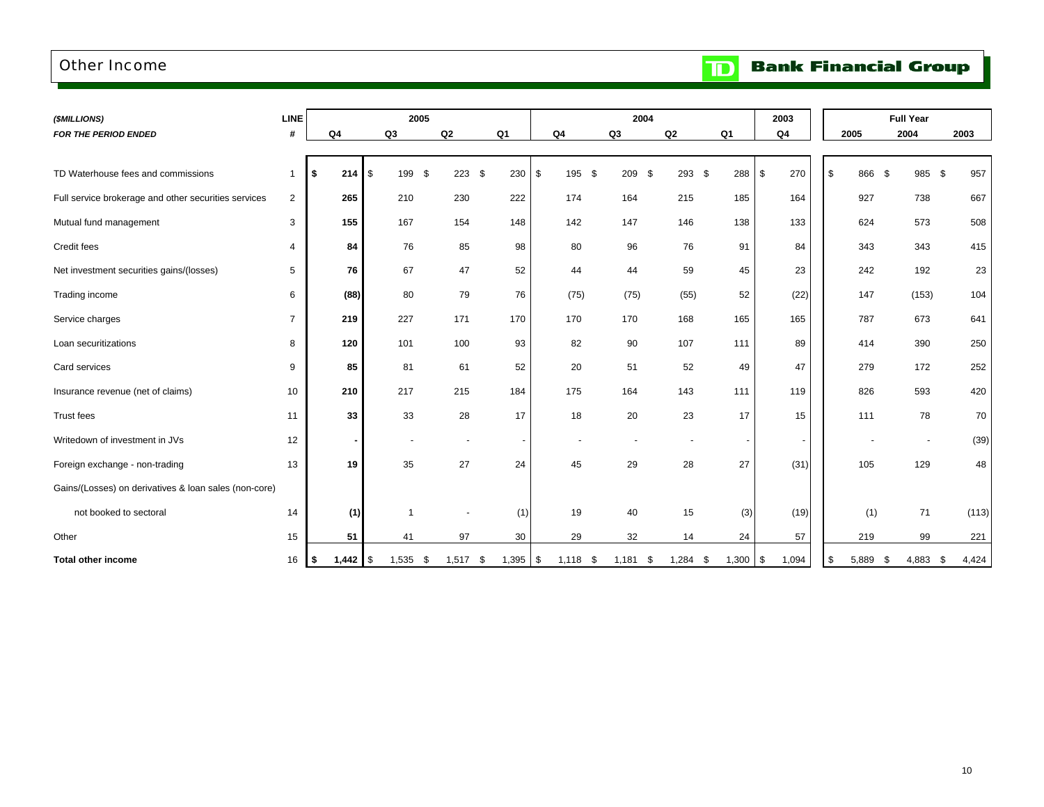# Other Income

TD Bank Financial Group

| *($MILLIONS)* | LINE | 2005 | | | | 2004 | | | | 2003 | Full Year | | |
|---|---|---|---|---|---|---|---|---|---|---|---|---|---|
| ***FOR THE PERIOD ENDED*** | **#** | **Q4** | **Q3** | **Q2** | **Q1** | **Q4** | **Q3** | **Q2** | **Q1** | **Q4** | **2005** | **2004** | **2003** |
| TD Waterhouse fees and commissions | 1 | **$ 214** | $ 199 | $ 223 | $ 230 | $ 195 | $ 209 | $ 293 | $ 288 | $ 270 | $ 866 | $ 985 | $ 957 |
| Full service brokerage and other securities services | 2 | **265** | 210 | 230 | 222 | 174 | 164 | 215 | 185 | 164 | 927 | 738 | 667 |
| Mutual fund management | 3 | **155** | 167 | 154 | 148 | 142 | 147 | 146 | 138 | 133 | 624 | 573 | 508 |
| Credit fees | 4 | **84** | 76 | 85 | 98 | 80 | 96 | 76 | 91 | 84 | 343 | 343 | 415 |
| Net investment securities gains/(losses) | 5 | **76** | 67 | 47 | 52 | 44 | 44 | 59 | 45 | 23 | 242 | 192 | 23 |
| Trading income | 6 | **(88)** | 80 | 79 | 76 | (75) | (75) | (55) | 52 | (22) | 147 | (153) | 104 |
| Service charges | 7 | **219** | 227 | 171 | 170 | 170 | 170 | 168 | 165 | 165 | 787 | 673 | 641 |
| Loan securitizations | 8 | **120** | 101 | 100 | 93 | 82 | 90 | 107 | 111 | 89 | 414 | 390 | 250 |
| Card services | 9 | **85** | 81 | 61 | 52 | 20 | 51 | 52 | 49 | 47 | 279 | 172 | 252 |
| Insurance revenue (net of claims) | 10 | **210** | 217 | 215 | 184 | 175 | 164 | 143 | 111 | 119 | 826 | 593 | 420 |
| Trust fees | 11 | **33** | 33 | 28 | 17 | 18 | 20 | 23 | 17 | 15 | 111 | 78 | 70 |
| Writedown of investment in JVs | 12 | **-** | - | - | - | - | - | - | - | - | - | - | (39) |
| Foreign exchange - non-trading | 13 | **19** | 35 | 27 | 24 | 45 | 29 | 28 | 27 | (31) | 105 | 129 | 48 |
| Gains/(Losses) on derivatives & loan sales (non-core) | | | | | | | | | | | | | |
| not booked to sectoral | 14 | **(1)** | 1 | - | (1) | 19 | 40 | 15 | (3) | (19) | (1) | 71 | (113) |
| Other | 15 | **51** | 41 | 97 | 30 | 29 | 32 | 14 | 24 | 57 | 219 | 99 | 221 |
| **Total other income** | 16 | **$ 1,442** | $ 1,535 | $ 1,517 | $ 1,395 | $ 1,118 | $ 1,181 | $ 1,284 | $ 1,300 | $ 1,094 | $ 5,889 | $ 4,883 | $ 4,424 |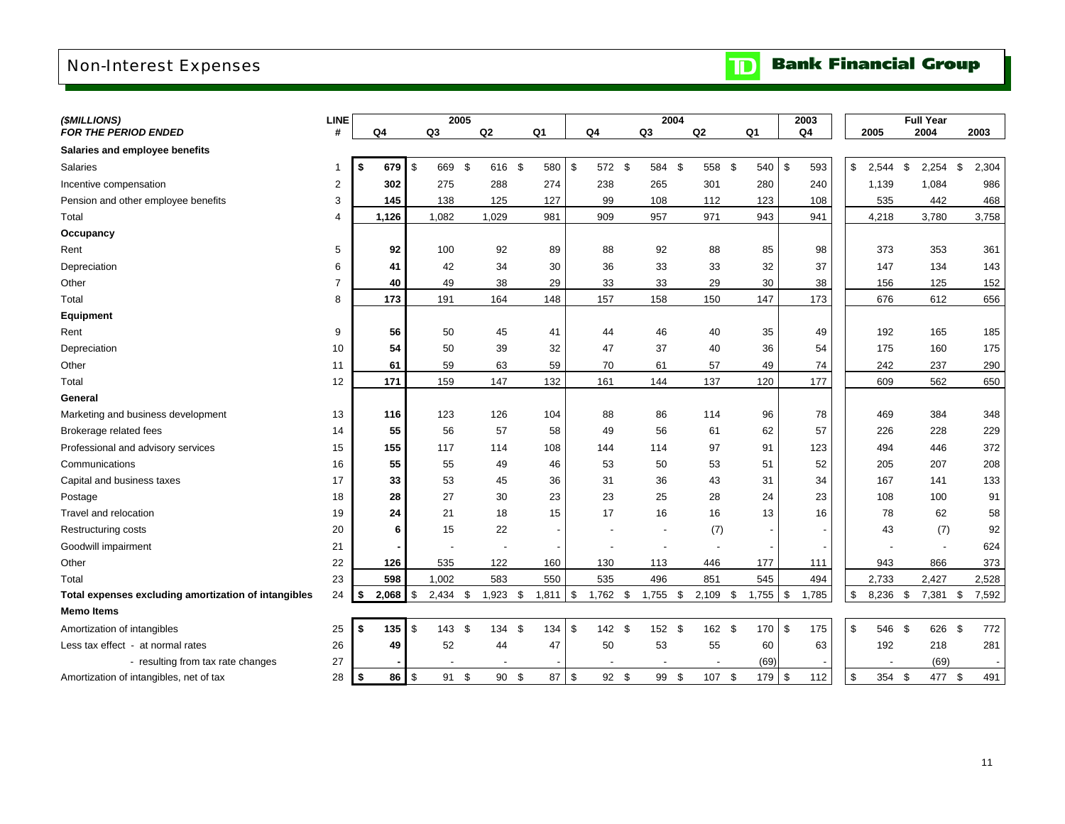# Non-Interest Expenses

**Bank Financial Group**

| *($MILLIONS)* | LINE | 2005 | | | | 2004 | | | | 2003 | Full Year | | |
|---|---|---|---|---|---|---|---|---|---|---|---|---|---|
| ***FOR THE PERIOD ENDED*** | **#** | **Q4** | **Q3** | **Q2** | **Q1** | **Q4** | **Q3** | **Q2** | **Q1** | **Q4** | **2005** | **2004** | **2003** |
| **Salaries and employee benefits** | | | | | | | | | | | | | |
| Salaries | 1 | **$ 679** | $ 669 | $ 616 | $ 580 | $ 572 | $ 584 | $ 558 | $ 540 | $ 593 | $ 2,544 | $ 2,254 | $ 2,304 |
| Incentive compensation | 2 | **302** | 275 | 288 | 274 | 238 | 265 | 301 | 280 | 240 | 1,139 | 1,084 | 986 |
| Pension and other employee benefits | 3 | **145** | 138 | 125 | 127 | 99 | 108 | 112 | 123 | 108 | 535 | 442 | 468 |
| Total | 4 | **1,126** | 1,082 | 1,029 | 981 | 909 | 957 | 971 | 943 | 941 | 4,218 | 3,780 | 3,758 |
| **Occupancy** | | | | | | | | | | | | | |
| Rent | 5 | **92** | 100 | 92 | 89 | 88 | 92 | 88 | 85 | 98 | 373 | 353 | 361 |
| Depreciation | 6 | **41** | 42 | 34 | 30 | 36 | 33 | 33 | 32 | 37 | 147 | 134 | 143 |
| Other | 7 | **40** | 49 | 38 | 29 | 33 | 33 | 29 | 30 | 38 | 156 | 125 | 152 |
| Total | 8 | **173** | 191 | 164 | 148 | 157 | 158 | 150 | 147 | 173 | 676 | 612 | 656 |
| **Equipment** | | | | | | | | | | | | | |
| Rent | 9 | **56** | 50 | 45 | 41 | 44 | 46 | 40 | 35 | 49 | 192 | 165 | 185 |
| Depreciation | 10 | **54** | 50 | 39 | 32 | 47 | 37 | 40 | 36 | 54 | 175 | 160 | 175 |
| Other | 11 | **61** | 59 | 63 | 59 | 70 | 61 | 57 | 49 | 74 | 242 | 237 | 290 |
| Total | 12 | **171** | 159 | 147 | 132 | 161 | 144 | 137 | 120 | 177 | 609 | 562 | 650 |
| **General** | | | | | | | | | | | | | |
| Marketing and business development | 13 | **116** | 123 | 126 | 104 | 88 | 86 | 114 | 96 | 78 | 469 | 384 | 348 |
| Brokerage related fees | 14 | **55** | 56 | 57 | 58 | 49 | 56 | 61 | 62 | 57 | 226 | 228 | 229 |
| Professional and advisory services | 15 | **155** | 117 | 114 | 108 | 144 | 114 | 97 | 91 | 123 | 494 | 446 | 372 |
| Communications | 16 | **55** | 55 | 49 | 46 | 53 | 50 | 53 | 51 | 52 | 205 | 207 | 208 |
| Capital and business taxes | 17 | **33** | 53 | 45 | 36 | 31 | 36 | 43 | 31 | 34 | 167 | 141 | 133 |
| Postage | 18 | **28** | 27 | 30 | 23 | 23 | 25 | 28 | 24 | 23 | 108 | 100 | 91 |
| Travel and relocation | 19 | **24** | 21 | 18 | 15 | 17 | 16 | 16 | 13 | 16 | 78 | 62 | 58 |
| Restructuring costs | 20 | **6** | 15 | 22 | - | - | - | (7) | - | - | 43 | (7) | 92 |
| Goodwill impairment | 21 | **-** | - | - | - | - | - | - | - | - | - | - | 624 |
| Other | 22 | **126** | 535 | 122 | 160 | 130 | 113 | 446 | 177 | 111 | 943 | 866 | 373 |
| Total | 23 | **598** | 1,002 | 583 | 550 | 535 | 496 | 851 | 545 | 494 | 2,733 | 2,427 | 2,528 |
| **Total expenses excluding amortization of intangibles** | 24 | **$ 2,068** | $ 2,434 | $ 1,923 | $ 1,811 | $ 1,762 | $ 1,755 | $ 2,109 | $ 1,755 | $ 1,785 | $ 8,236 | $ 7,381 | $ 7,592 |
| **Memo Items** | | | | | | | | | | | | | |
| Amortization of intangibles | 25 | **$ 135** | $ 143 | $ 134 | $ 134 | $ 142 | $ 152 | $ 162 | $ 170 | $ 175 | $ 546 | $ 626 | $ 772 |
| Less tax effect - at normal rates | 26 | **49** | 52 | 44 | 47 | 50 | 53 | 55 | 60 | 63 | 192 | 218 | 281 |
| - resulting from tax rate changes | 27 | **-** | - | - | - | - | - | - | (69) | - | - | (69) | - |
| Amortization of intangibles, net of tax | 28 | **$ 86** | $ 91 | $ 90 | $ 87 | $ 92 | $ 99 | $ 107 | $ 179 | $ 112 | $ 354 | $ 477 | $ 491 |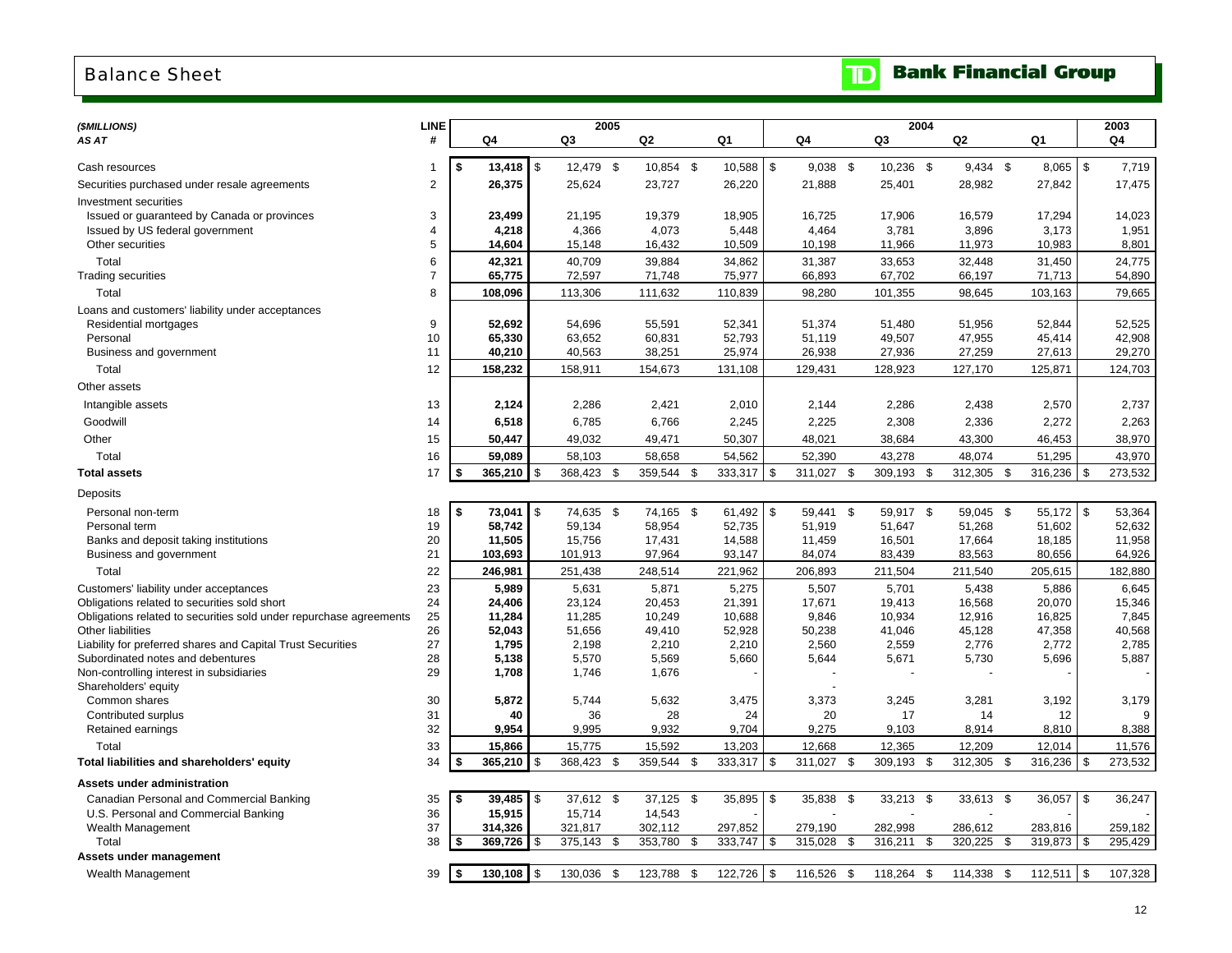# Balance Sheet

TD Bank Financial Group

| ($MILLIONS) AS AT | LINE # | 2005 Q4 | 2005 Q3 | 2005 Q2 | 2005 Q1 | 2004 Q4 | 2004 Q3 | 2004 Q2 | 2004 Q1 | 2003 Q4 |
|---|---|---|---|---|---|---|---|---|---|---|
| Cash resources | 1 | $ 13,418 | $ 12,479 | $ 10,854 | $ 10,588 | $ 9,038 | $ 10,236 | $ 9,434 | $ 8,065 | $ 7,719 |
| Securities purchased under resale agreements | 2 | 26,375 | 25,624 | 23,727 | 26,220 | 21,888 | 25,401 | 28,982 | 27,842 | 17,475 |
| Investment securities | | | | | | | | | | |
| Issued or guaranteed by Canada or provinces | 3 | 23,499 | 21,195 | 19,379 | 18,905 | 16,725 | 17,906 | 16,579 | 17,294 | 14,023 |
| Issued by US federal government | 4 | 4,218 | 4,366 | 4,073 | 5,448 | 4,464 | 3,781 | 3,896 | 3,173 | 1,951 |
| Other securities | 5 | 14,604 | 15,148 | 16,432 | 10,509 | 10,198 | 11,966 | 11,973 | 10,983 | 8,801 |
| Total | 6 | 42,321 | 40,709 | 39,884 | 34,862 | 31,387 | 33,653 | 32,448 | 31,450 | 24,775 |
| Trading securities | 7 | 65,775 | 72,597 | 71,748 | 75,977 | 66,893 | 67,702 | 66,197 | 71,713 | 54,890 |
| Total | 8 | 108,096 | 113,306 | 111,632 | 110,839 | 98,280 | 101,355 | 98,645 | 103,163 | 79,665 |
| Loans and customers' liability under acceptances | | | | | | | | | | |
| Residential mortgages | 9 | 52,692 | 54,696 | 55,591 | 52,341 | 51,374 | 51,480 | 51,956 | 52,844 | 52,525 |
| Personal | 10 | 65,330 | 63,652 | 60,831 | 52,793 | 51,119 | 49,507 | 47,955 | 45,414 | 42,908 |
| Business and government | 11 | 40,210 | 40,563 | 38,251 | 25,974 | 26,938 | 27,936 | 27,259 | 27,613 | 29,270 |
| Total | 12 | 158,232 | 158,911 | 154,673 | 131,108 | 129,431 | 128,923 | 127,170 | 125,871 | 124,703 |
| Other assets | | | | | | | | | | |
| Intangible assets | 13 | 2,124 | 2,286 | 2,421 | 2,010 | 2,144 | 2,286 | 2,438 | 2,570 | 2,737 |
| Goodwill | 14 | 6,518 | 6,785 | 6,766 | 2,245 | 2,225 | 2,308 | 2,336 | 2,272 | 2,263 |
| Other | 15 | 50,447 | 49,032 | 49,471 | 50,307 | 48,021 | 38,684 | 43,300 | 46,453 | 38,970 |
| Total | 16 | 59,089 | 58,103 | 58,658 | 54,562 | 52,390 | 43,278 | 48,074 | 51,295 | 43,970 |
| **Total assets** | 17 | $ 365,210 | $ 368,423 | $ 359,544 | $ 333,317 | $ 311,027 | $ 309,193 | $ 312,305 | $ 316,236 | $ 273,532 |
| Deposits | | | | | | | | | | |
| Personal non-term | 18 | $ 73,041 | $ 74,635 | $ 74,165 | $ 61,492 | $ 59,441 | $ 59,917 | $ 59,045 | $ 55,172 | $ 53,364 |
| Personal term | 19 | 58,742 | 59,134 | 58,954 | 52,735 | 51,919 | 51,647 | 51,268 | 51,602 | 52,632 |
| Banks and deposit taking institutions | 20 | 11,505 | 15,756 | 17,431 | 14,588 | 11,459 | 16,501 | 17,664 | 18,185 | 11,958 |
| Business and government | 21 | 103,693 | 101,913 | 97,964 | 93,147 | 84,074 | 83,439 | 83,563 | 80,656 | 64,926 |
| Total | 22 | 246,981 | 251,438 | 248,514 | 221,962 | 206,893 | 211,504 | 211,540 | 205,615 | 182,880 |
| Customers' liability under acceptances | 23 | 5,989 | 5,631 | 5,871 | 5,275 | 5,507 | 5,701 | 5,438 | 5,886 | 6,645 |
| Obligations related to securities sold short | 24 | 24,406 | 23,124 | 20,453 | 21,391 | 17,671 | 19,413 | 16,568 | 20,070 | 15,346 |
| Obligations related to securities sold under repurchase agreements | 25 | 11,284 | 11,285 | 10,249 | 10,688 | 9,846 | 10,934 | 12,916 | 16,825 | 7,845 |
| Other liabilities | 26 | 52,043 | 51,656 | 49,410 | 52,928 | 50,238 | 41,046 | 45,128 | 47,358 | 40,568 |
| Liability for preferred shares and Capital Trust Securities | 27 | 1,795 | 2,198 | 2,210 | 2,210 | 2,560 | 2,559 | 2,776 | 2,772 | 2,785 |
| Subordinated notes and debentures | 28 | 5,138 | 5,570 | 5,569 | 5,660 | 5,644 | 5,671 | 5,730 | 5,696 | 5,887 |
| Non-controlling interest in subsidiaries | 29 | 1,708 | 1,746 | 1,676 | - | - | - | - | - | - |
| Shareholders' equity | | | | | | - | | | | |
| Common shares | 30 | 5,872 | 5,744 | 5,632 | 3,475 | 3,373 | 3,245 | 3,281 | 3,192 | 3,179 |
| Contributed surplus | 31 | 40 | 36 | 28 | 24 | 20 | 17 | 14 | 12 | 9 |
| Retained earnings | 32 | 9,954 | 9,995 | 9,932 | 9,704 | 9,275 | 9,103 | 8,914 | 8,810 | 8,388 |
| Total | 33 | 15,866 | 15,775 | 15,592 | 13,203 | 12,668 | 12,365 | 12,209 | 12,014 | 11,576 |
| **Total liabilities and shareholders' equity** | 34 | $ 365,210 | $ 368,423 | $ 359,544 | $ 333,317 | $ 311,027 | $ 309,193 | $ 312,305 | $ 316,236 | $ 273,532 |
| **Assets under administration** | | | | | | | | | | |
| Canadian Personal and Commercial Banking | 35 | $ 39,485 | $ 37,612 | $ 37,125 | $ 35,895 | $ 35,838 | $ 33,213 | $ 33,613 | $ 36,057 | $ 36,247 |
| U.S. Personal and Commercial Banking | 36 | 15,915 | 15,714 | 14,543 | - | - | - | - | - | - |
| Wealth Management | 37 | 314,326 | 321,817 | 302,112 | 297,852 | 279,190 | 282,998 | 286,612 | 283,816 | 259,182 |
| Total | 38 | $ 369,726 | $ 375,143 | $ 353,780 | $ 333,747 | $ 315,028 | $ 316,211 | $ 320,225 | $ 319,873 | $ 295,429 |
| **Assets under management** | | | | | | | | | | |
| Wealth Management | 39 | $ 130,108 | $ 130,036 | $ 123,788 | $ 122,726 | $ 116,526 | $ 118,264 | $ 114,338 | $ 112,511 | $ 107,328 |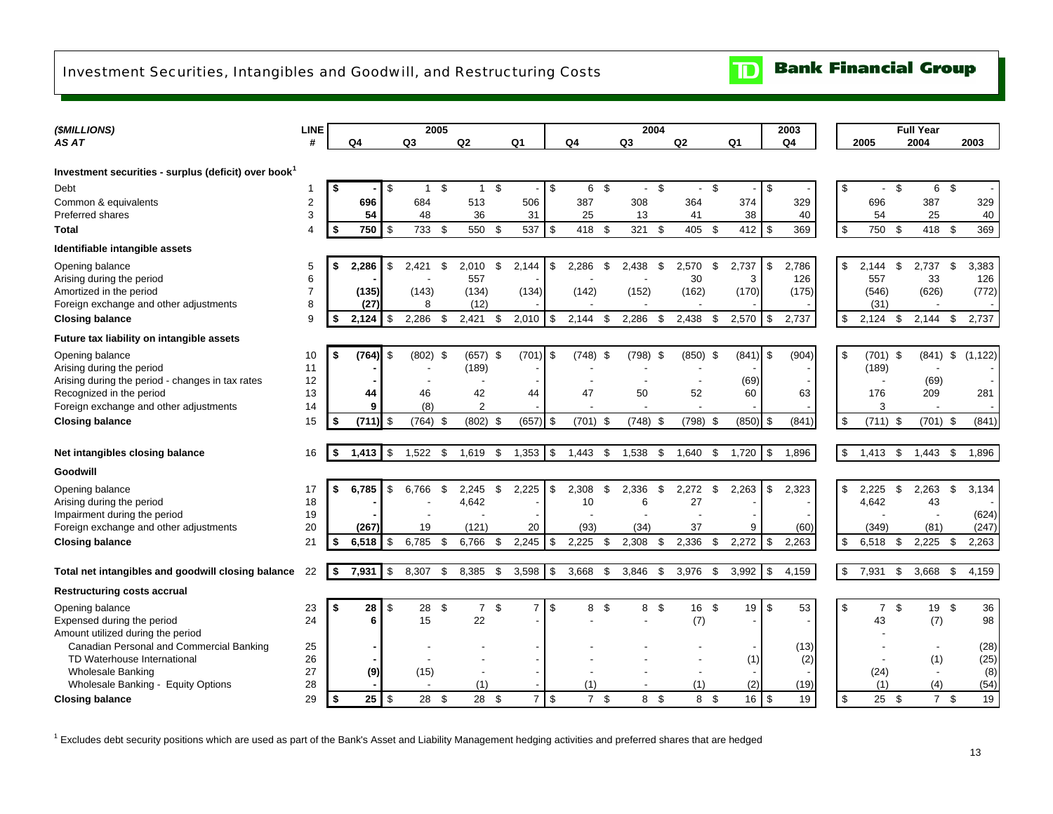# Investment Securities, Intangibles and Goodwill, and Restructuring Costs

| ($MILLIONS) AS AT | LINE # | 2005 Q4 | 2005 Q3 | 2005 Q2 | 2005 Q1 | 2004 Q4 | 2004 Q3 | 2004 Q2 | 2004 Q1 | 2003 Q4 | Full Year 2005 | Full Year 2004 | Full Year 2003 |
|---|---|---|---|---|---|---|---|---|---|---|---|---|---|
| **Investment securities - surplus (deficit) over book[1]** | | | | | | | | | | | | | |
| Debt | 1 | $ - | $ 1 | $ 1 | $ - | $ 6 | $ - | $ - | $ - | $ - | $ - | $ 6 | $ - |
| Common & equivalents | 2 | 696 | 684 | 513 | 506 | 387 | 308 | 364 | 374 | 329 | 696 | 387 | 329 |
| Preferred shares | 3 | 54 | 48 | 36 | 31 | 25 | 13 | 41 | 38 | 40 | 54 | 25 | 40 |
| **Total** | 4 | $ 750 | $ 733 | $ 550 | $ 537 | $ 418 | $ 321 | $ 405 | $ 412 | $ 369 | $ 750 | $ 418 | $ 369 |
| **Identifiable intangible assets** | | | | | | | | | | | | | |
| Opening balance | 5 | $ 2,286 | $ 2,421 | $ 2,010 | $ 2,144 | $ 2,286 | $ 2,438 | $ 2,570 | $ 2,737 | $ 2,786 | $ 2,144 | $ 2,737 | $ 3,383 |
| Arising during the period | 6 | - | - | 557 | - | - | - | 30 | 3 | 126 | 557 | 33 | 126 |
| Amortized in the period | 7 | (135) | (143) | (134) | (134) | (142) | (152) | (162) | (170) | (175) | (546) | (626) | (772) |
| Foreign exchange and other adjustments | 8 | (27) | 8 | (12) | - | - | - | - | - | - | (31) | - | - |
| **Closing balance** | 9 | $ 2,124 | $ 2,286 | $ 2,421 | $ 2,010 | $ 2,144 | $ 2,286 | $ 2,438 | $ 2,570 | $ 2,737 | $ 2,124 | $ 2,144 | $ 2,737 |
| **Future tax liability on intangible assets** | | | | | | | | | | | | | |
| Opening balance | 10 | $ (764) | $ (802) | $ (657) | $ (701) | $ (748) | $ (798) | $ (850) | $ (841) | $ (904) | $ (701) | $ (841) | $ (1,122) |
| Arising during the period | 11 | - | - | (189) | - | - | - | - | - | - | (189) | - | - |
| Arising during the period - changes in tax rates | 12 | - | - | - | - | - | - | - | (69) | - | - | (69) | - |
| Recognized in the period | 13 | 44 | 46 | 42 | 44 | 47 | 50 | 52 | 60 | 63 | 176 | 209 | 281 |
| Foreign exchange and other adjustments | 14 | 9 | (8) | 2 | - | - | - | - | - | - | 3 | - | - |
| **Closing balance** | 15 | $ (711) | $ (764) | $ (802) | $ (657) | $ (701) | $ (748) | $ (798) | $ (850) | $ (841) | $ (711) | $ (701) | $ (841) |
| **Net intangibles closing balance** | 16 | $ 1,413 | $ 1,522 | $ 1,619 | $ 1,353 | $ 1,443 | $ 1,538 | $ 1,640 | $ 1,720 | $ 1,896 | $ 1,413 | $ 1,443 | $ 1,896 |
| **Goodwill** | | | | | | | | | | | | | |
| Opening balance | 17 | $ 6,785 | $ 6,766 | $ 2,245 | $ 2,225 | $ 2,308 | $ 2,336 | $ 2,272 | $ 2,263 | $ 2,323 | $ 2,225 | $ 2,263 | $ 3,134 |
| Arising during the period | 18 | - | - | 4,642 | - | 10 | 6 | 27 | - | - | 4,642 | 43 | - |
| Impairment during the period | 19 | - | - | - | - | - | - | - | - | - | - | - | (624) |
| Foreign exchange and other adjustments | 20 | (267) | 19 | (121) | 20 | (93) | (34) | 37 | 9 | (60) | (349) | (81) | (247) |
| **Closing balance** | 21 | $ 6,518 | $ 6,785 | $ 6,766 | $ 2,245 | $ 2,225 | $ 2,308 | $ 2,336 | $ 2,272 | $ 2,263 | $ 6,518 | $ 2,225 | $ 2,263 |
| **Total net intangibles and goodwill closing balance** | 22 | $ 7,931 | $ 8,307 | $ 8,385 | $ 3,598 | $ 3,668 | $ 3,846 | $ 3,976 | $ 3,992 | $ 4,159 | $ 7,931 | $ 3,668 | $ 4,159 |
| **Restructuring costs accrual** | | | | | | | | | | | | | |
| Opening balance | 23 | $ 28 | $ 28 | $ 7 | $ 7 | $ 8 | $ 8 | $ 16 | $ 19 | $ 53 | $ 7 | $ 19 | $ 36 |
| Expensed during the period | 24 | 6 | 15 | 22 | - | - | - | (7) | - | - | 43 | (7) | 98 |
| Amount utilized during the period | | | | | | | | | | | - | | |
| Canadian Personal and Commercial Banking | 25 | - | - | - | - | - | - | - | - | (13) | - | - | (28) |
| TD Waterhouse International | 26 | - | - | - | - | - | - | - | (1) | (2) | - | (1) | (25) |
| Wholesale Banking | 27 | (9) | (15) | - | - | - | - | - | - | - | (24) | - | (8) |
| Wholesale Banking - Equity Options | 28 | - | - | (1) | - | (1) | - | (1) | (2) | (19) | (1) | (4) | (54) |
| **Closing balance** | 29 | $ 25 | $ 28 | $ 28 | $ 7 | $ 7 | $ 8 | $ 8 | $ 16 | $ 19 | $ 25 | $ 7 | $ 19 |

[1] Excludes debt security positions which are used as part of the Bank's Asset and Liability Management hedging activities and preferred shares that are hedged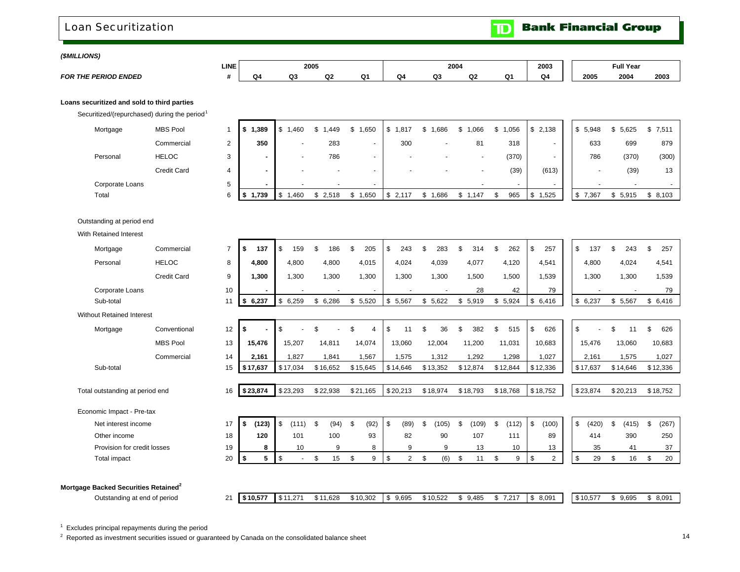# Loan Securitization

**($MILLIONS)**

| FOR THE PERIOD ENDED | | LINE # | 2005 Q4 | 2005 Q3 | 2005 Q2 | 2005 Q1 | 2004 Q4 | 2004 Q3 | 2004 Q2 | 2004 Q1 | 2003 Q4 | Full Year 2005 | Full Year 2004 | Full Year 2003 |
|---|---|---|---|---|---|---|---|---|---|---|---|---|---|---|
| **Loans securitized and sold to third parties** | | | | | | | | | | | | | | |
| Securitized/(repurchased) during the period[1] | | | | | | | | | | | | | | |
| Mortgage | MBS Pool | 1 | **$ 1,389** | $ 1,460 | $ 1,449 | $ 1,650 | $ 1,817 | $ 1,686 | $ 1,066 | $ 1,056 | $ 2,138 | $ 5,948 | $ 5,625 | $ 7,511 |
| | Commercial | 2 | **350** | - | 283 | - | 300 | - | 81 | 318 | - | 633 | 699 | 879 |
| Personal | HELOC | 3 | **-** | - | 786 | - | - | - | - | (370) | - | 786 | (370) | (300) |
| | Credit Card | 4 | **-** | - | - | - | - | - | - | (39) | (613) | - | (39) | 13 |
| Corporate Loans | | 5 | **-** | - | - | - | | | - | - | - | - | - | - |
| Total | | 6 | **$ 1,739** | $ 1,460 | $ 2,518 | $ 1,650 | $ 2,117 | $ 1,686 | $ 1,147 | $ 965 | $ 1,525 | $ 7,367 | $ 5,915 | $ 8,103 |
| Outstanding at period end | | | | | | | | | | | | | | |
| With Retained Interest | | | | | | | | | | | | | | |
| Mortgage | Commercial | 7 | **$ 137** | $ 159 | $ 186 | $ 205 | $ 243 | $ 283 | $ 314 | $ 262 | $ 257 | $ 137 | $ 243 | $ 257 |
| Personal | HELOC | 8 | **4,800** | 4,800 | 4,800 | 4,015 | 4,024 | 4,039 | 4,077 | 4,120 | 4,541 | 4,800 | 4,024 | 4,541 |
| | Credit Card | 9 | **1,300** | 1,300 | 1,300 | 1,300 | 1,300 | 1,300 | 1,500 | 1,500 | 1,539 | 1,300 | 1,300 | 1,539 |
| Corporate Loans | | 10 | **-** | - | - | - | - | - | 28 | 42 | 79 | - | - | 79 |
| Sub-total | | 11 | **$ 6,237** | $ 6,259 | $ 6,286 | $ 5,520 | $ 5,567 | $ 5,622 | $ 5,919 | $ 5,924 | $ 6,416 | $ 6,237 | $ 5,567 | $ 6,416 |
| Without Retained Interest | | | | | | | | | | | | | | |
| Mortgage | Conventional | 12 | **$ -** | $ - | $ - | $ 4 | $ 11 | $ 36 | $ 382 | $ 515 | $ 626 | $ - | $ 11 | $ 626 |
| | MBS Pool | 13 | **15,476** | 15,207 | 14,811 | 14,074 | 13,060 | 12,004 | 11,200 | 11,031 | 10,683 | 15,476 | 13,060 | 10,683 |
| | Commercial | 14 | **2,161** | 1,827 | 1,841 | 1,567 | 1,575 | 1,312 | 1,292 | 1,298 | 1,027 | 2,161 | 1,575 | 1,027 |
| Sub-total | | 15 | **$17,637** | $17,034 | $16,652 | $15,645 | $14,646 | $13,352 | $12,874 | $12,844 | $12,336 | $17,637 | $14,646 | $12,336 |
| Total outstanding at period end | | 16 | **$23,874** | $23,293 | $22,938 | $21,165 | $20,213 | $18,974 | $18,793 | $18,768 | $18,752 | $23,874 | $20,213 | $18,752 |
| Economic Impact - Pre-tax | | | | | | | | | | | | | | |
| Net interest income | | 17 | **$ (123)** | $ (111) | $ (94) | $ (92) | $ (89) | $ (105) | $ (109) | $ (112) | $ (100) | $ (420) | $ (415) | $ (267) |
| Other income | | 18 | **120** | 101 | 100 | 93 | 82 | 90 | 107 | 111 | 89 | 414 | 390 | 250 |
| Provision for credit losses | | 19 | **8** | 10 | 9 | 8 | 9 | 9 | 13 | 10 | 13 | 35 | 41 | 37 |
| Total impact | | 20 | **$ 5** | $ - | $ 15 | $ 9 | $ 2 | $ (6) | $ 11 | $ 9 | $ 2 | $ 29 | $ 16 | $ 20 |
| **Mortgage Backed Securities Retained[2]** | | | | | | | | | | | | | | |
| Outstanding at end of period | | 21 | **$10,577** | $11,271 | $11,628 | $10,302 | $ 9,695 | $10,522 | $ 9,485 | $ 7,217 | $ 8,091 | $10,577 | $ 9,695 | $ 8,091 |

[1] Excludes principal repayments during the period

[2] Reported as investment securities issued or guaranteed by Canada on the consolidated balance sheet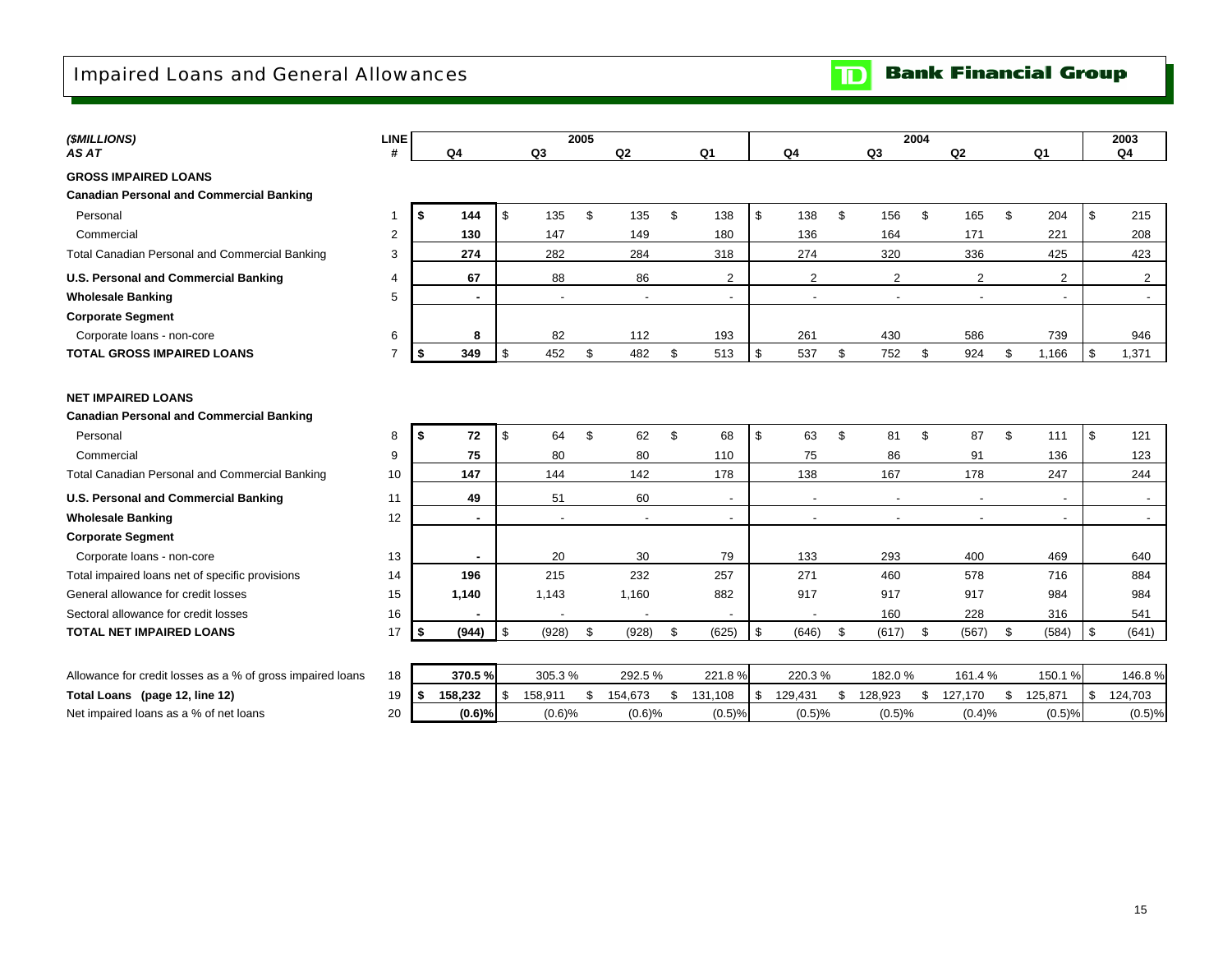# Impaired Loans and General Allowances

**TD Bank Financial Group**

| ***($MILLIONS)*** ***AS AT*** | **LINE #** | **2005 Q4** | **2005 Q3** | **2005 Q2** | **2005 Q1** | **2004 Q4** | **2004 Q3** | **2004 Q2** | **2004 Q1** | **2003 Q4** |
|---|---|---|---|---|---|---|---|---|---|---|
| **GROSS IMPAIRED LOANS** | | | | | | | | | | |
| **Canadian Personal and Commercial Banking** | | | | | | | | | | |
| Personal | 1 | **$ 144** | $ 135 | $ 135 | $ 138 | $ 138 | $ 156 | $ 165 | $ 204 | $ 215 |
| Commercial | 2 | **130** | 147 | 149 | 180 | 136 | 164 | 171 | 221 | 208 |
| Total Canadian Personal and Commercial Banking | 3 | **274** | 282 | 284 | 318 | 274 | 320 | 336 | 425 | 423 |
| **U.S. Personal and Commercial Banking** | 4 | **67** | 88 | 86 | 2 | 2 | 2 | 2 | 2 | 2 |
| **Wholesale Banking** | 5 | **-** | - | - | - | - | - | - | - | - |
| **Corporate Segment** | | | | | | | | | | |
| Corporate loans - non-core | 6 | **8** | 82 | 112 | 193 | 261 | 430 | 586 | 739 | 946 |
| **TOTAL GROSS IMPAIRED LOANS** | 7 | **$ 349** | $ 452 | $ 482 | $ 513 | $ 537 | $ 752 | $ 924 | $ 1,166 | $ 1,371 |
| **NET IMPAIRED LOANS** | | | | | | | | | | |
| **Canadian Personal and Commercial Banking** | | | | | | | | | | |
| Personal | 8 | **$ 72** | $ 64 | $ 62 | $ 68 | $ 63 | $ 81 | $ 87 | $ 111 | $ 121 |
| Commercial | 9 | **75** | 80 | 80 | 110 | 75 | 86 | 91 | 136 | 123 |
| Total Canadian Personal and Commercial Banking | 10 | **147** | 144 | 142 | 178 | 138 | 167 | 178 | 247 | 244 |
| **U.S. Personal and Commercial Banking** | 11 | **49** | 51 | 60 | - | - | - | - | - | - |
| **Wholesale Banking** | 12 | **-** | - | - | - | - | - | - | - | - |
| **Corporate Segment** | | | | | | | | | | |
| Corporate loans - non-core | 13 | **-** | 20 | 30 | 79 | 133 | 293 | 400 | 469 | 640 |
| Total impaired loans net of specific provisions | 14 | **196** | 215 | 232 | 257 | 271 | 460 | 578 | 716 | 884 |
| General allowance for credit losses | 15 | **1,140** | 1,143 | 1,160 | 882 | 917 | 917 | 917 | 984 | 984 |
| Sectoral allowance for credit losses | 16 | **-** | - | - | - | - | 160 | 228 | 316 | 541 |
| **TOTAL NET IMPAIRED LOANS** | 17 | **$ (944)** | $ (928) | $ (928) | $ (625) | $ (646) | $ (617) | $ (567) | $ (584) | $ (641) |
| Allowance for credit losses as a % of gross impaired loans | 18 | **370.5 %** | 305.3 % | 292.5 % | 221.8 % | 220.3 % | 182.0 % | 161.4 % | 150.1 % | 146.8 % |
| **Total Loans (page 12, line 12)** | 19 | **$ 158,232** | $ 158,911 | $ 154,673 | $ 131,108 | $ 129,431 | $ 128,923 | $ 127,170 | $ 125,871 | $ 124,703 |
| Net impaired loans as a % of net loans | 20 | **(0.6)%** | (0.6)% | (0.6)% | (0.5)% | (0.5)% | (0.5)% | (0.4)% | (0.5)% | (0.5)% |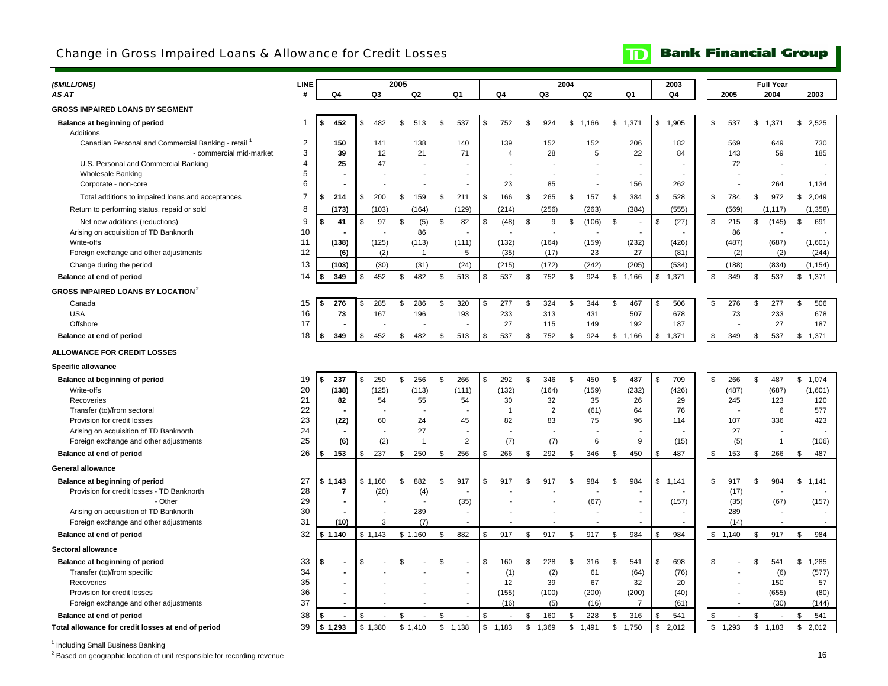## Change in Gross Impaired Loans & Allowance for Credit Losses

**TD Bank Financial Group**

| ($MILLIONS) AS AT | LINE # | 2005 Q4 | 2005 Q3 | 2005 Q2 | 2005 Q1 | 2004 Q4 | 2004 Q3 | 2004 Q2 | 2004 Q1 | 2003 Q4 | Full Year 2005 | Full Year 2004 | Full Year 2003 |
|---|---|---|---|---|---|---|---|---|---|---|---|---|---|
| **GROSS IMPAIRED LOANS BY SEGMENT** | | | | | | | | | | | | | |
| **Balance at beginning of period** | 1 | $ 452 | $ 482 | $ 513 | $ 537 | $ 752 | $ 924 | $ 1,166 | $ 1,371 | $ 1,905 | $ 537 | $ 1,371 | $ 2,525 |
| Additions | | | | | | | | | | | | | |
| Canadian Personal and Commercial Banking - retail [1] | 2 | 150 | 141 | 138 | 140 | 139 | 152 | 152 | 206 | 182 | 569 | 649 | 730 |
| - commercial mid-market | 3 | 39 | 12 | 21 | 71 | 4 | 28 | 5 | 22 | 84 | 143 | 59 | 185 |
| U.S. Personal and Commercial Banking | 4 | 25 | 47 | - | - | - | - | - | - | - | 72 | - | - |
| Wholesale Banking | 5 | - | - | - | - | - | - | - | - | - | - | - | - |
| Corporate - non-core | 6 | - | - | - | - | 23 | 85 | - | 156 | 262 | - | 264 | 1,134 |
| Total additions to impaired loans and acceptances | 7 | $ 214 | $ 200 | $ 159 | $ 211 | $ 166 | $ 265 | $ 157 | $ 384 | $ 528 | $ 784 | $ 972 | $ 2,049 |
| Return to performing status, repaid or sold | 8 | (173) | (103) | (164) | (129) | (214) | (256) | (263) | (384) | (555) | (569) | (1,117) | (1,358) |
| Net new additions (reductions) | 9 | $ 41 | $ 97 | $ (5) | $ 82 | $ (48) | $ 9 | $ (106) | $ - | $ (27) | $ 215 | $ (145) | $ 691 |
| Arising on acquisition of TD Banknorth | 10 | - | - | 86 | - | - | - | - | - | - | 86 | - | - |
| Write-offs | 11 | (138) | (125) | (113) | (111) | (132) | (164) | (159) | (232) | (426) | (487) | (687) | (1,601) |
| Foreign exchange and other adjustments | 12 | (6) | (2) | 1 | 5 | (35) | (17) | 23 | 27 | (81) | (2) | (2) | (244) |
| Change during the period | 13 | (103) | (30) | (31) | (24) | (215) | (172) | (242) | (205) | (534) | (188) | (834) | (1,154) |
| **Balance at end of period** | 14 | $ 349 | $ 452 | $ 482 | $ 513 | $ 537 | $ 752 | $ 924 | $ 1,166 | $ 1,371 | $ 349 | $ 537 | $ 1,371 |
| **GROSS IMPAIRED LOANS BY LOCATION [2]** | | | | | | | | | | | | | |
| Canada | 15 | $ 276 | $ 285 | $ 286 | $ 320 | $ 277 | $ 324 | $ 344 | $ 467 | $ 506 | $ 276 | $ 277 | $ 506 |
| USA | 16 | 73 | 167 | 196 | 193 | 233 | 313 | 431 | 507 | 678 | 73 | 233 | 678 |
| Offshore | 17 | - | - | - | - | 27 | 115 | 149 | 192 | 187 | - | 27 | 187 |
| **Balance at end of period** | 18 | $ 349 | $ 452 | $ 482 | $ 513 | $ 537 | $ 752 | $ 924 | $ 1,166 | $ 1,371 | $ 349 | $ 537 | $ 1,371 |
| **ALLOWANCE FOR CREDIT LOSSES** | | | | | | | | | | | | | |
| **Specific allowance** | | | | | | | | | | | | | |
| **Balance at beginning of period** | 19 | $ 237 | $ 250 | $ 256 | $ 266 | $ 292 | $ 346 | $ 450 | $ 487 | $ 709 | $ 266 | $ 487 | $ 1,074 |
| Write-offs | 20 | (138) | (125) | (113) | (111) | (132) | (164) | (159) | (232) | (426) | (487) | (687) | (1,601) |
| Recoveries | 21 | 82 | 54 | 55 | 54 | 30 | 32 | 35 | 26 | 29 | 245 | 123 | 120 |
| Transfer (to)/from sectoral | 22 | - | - | - | - | 1 | 2 | (61) | 64 | 76 | - | 6 | 577 |
| Provision for credit losses | 23 | (22) | 60 | 24 | 45 | 82 | 83 | 75 | 96 | 114 | 107 | 336 | 423 |
| Arising on acquisition of TD Banknorth | 24 | - | - | 27 | - | - | - | - | - | - | 27 | - | - |
| Foreign exchange and other adjustments | 25 | (6) | (2) | 1 | 2 | (7) | (7) | 6 | 9 | (15) | (5) | 1 | (106) |
| **Balance at end of period** | 26 | $ 153 | $ 237 | $ 250 | $ 256 | $ 266 | $ 292 | $ 346 | $ 450 | $ 487 | $ 153 | $ 266 | $ 487 |
| **General allowance** | | | | | | | | | | | | | |
| **Balance at beginning of period** | 27 | $ 1,143 | $ 1,160 | $ 882 | $ 917 | $ 917 | $ 917 | $ 984 | $ 984 | $ 1,141 | $ 917 | $ 984 | $ 1,141 |
| Provision for credit losses - TD Banknorth | 28 | 7 | (20) | (4) | - | - | - | - | - | - | (17) | - | - |
| - Other | 29 | - | - | - | (35) | - | - | (67) | - | (157) | (35) | (67) | (157) |
| Arising on acquisition of TD Banknorth | 30 | - | - | 289 | - | - | - | - | - | - | 289 | - | - |
| Foreign exchange and other adjustments | 31 | (10) | 3 | (7) | - | - | - | - | - | - | (14) | - | - |
| **Balance at end of period** | 32 | $ 1,140 | $ 1,143 | $ 1,160 | $ 882 | $ 917 | $ 917 | $ 917 | $ 984 | $ 984 | $ 1,140 | $ 917 | $ 984 |
| **Sectoral allowance** | | | | | | | | | | | | | |
| **Balance at beginning of period** | 33 | $ - | $ - | $ - | $ - | $ 160 | $ 228 | $ 316 | $ 541 | $ 698 | $ - | $ 541 | $ 1,285 |
| Transfer (to)/from specific | 34 | - | - | - | - | (1) | (2) | 61 | (64) | (76) | - | (6) | (577) |
| Recoveries | 35 | - | - | - | - | 12 | 39 | 67 | 32 | 20 | - | 150 | 57 |
| Provision for credit losses | 36 | - | - | - | - | (155) | (100) | (200) | (200) | (40) | - | (655) | (80) |
| Foreign exchange and other adjustments | 37 | - | - | - | - | (16) | (5) | (16) | 7 | (61) | - | (30) | (144) |
| **Balance at end of period** | 38 | $ - | $ - | $ - | $ - | $ - | $ 160 | $ 228 | $ 316 | $ 541 | $ - | $ - | $ 541 |
| **Total allowance for credit losses at end of period** | 39 | $ 1,293 | $ 1,380 | $ 1,410 | $ 1,138 | $ 1,183 | $ 1,369 | $ 1,491 | $ 1,750 | $ 2,012 | $ 1,293 | $ 1,183 | $ 2,012 |

[1] Including Small Business Banking

[2] Based on geographic location of unit responsible for recording revenue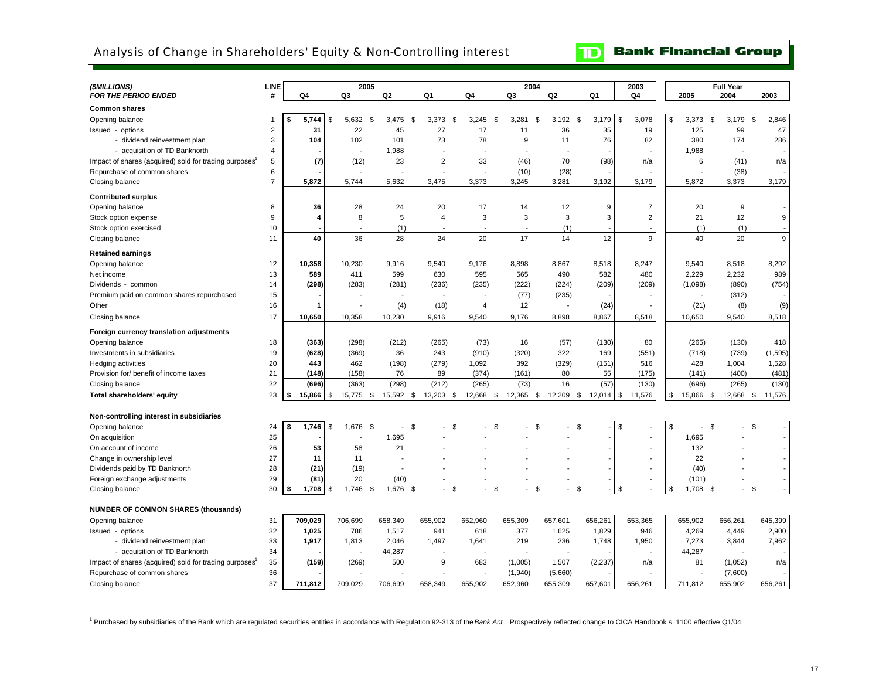# Analysis of Change in Shareholders' Equity & Non-Controlling interest

**TD Bank Financial Group**

| *($MILLIONS)* *FOR THE PERIOD ENDED* | LINE # | 2005 Q4 | 2005 Q3 | 2005 Q2 | 2005 Q1 | 2004 Q4 | 2004 Q3 | 2004 Q2 | 2004 Q1 | 2003 Q4 | Full Year 2005 | Full Year 2004 | Full Year 2003 |
|---|---|---|---|---|---|---|---|---|---|---|---|---|---|
| **Common shares** | | | | | | | | | | | | | |
| Opening balance | 1 | $ 5,744 | $ 5,632 | $ 3,475 | $ 3,373 | $ 3,245 | $ 3,281 | $ 3,192 | $ 3,179 | $ 3,078 | $ 3,373 | $ 3,179 | $ 2,846 |
| Issued - options | 2 | 31 | 22 | 45 | 27 | 17 | 11 | 36 | 35 | 19 | 125 | 99 | 47 |
| - dividend reinvestment plan | 3 | 104 | 102 | 101 | 73 | 78 | 9 | 11 | 76 | 82 | 380 | 174 | 286 |
| - acquisition of TD Banknorth | 4 | - | - | 1,988 | - | - | - | - | - | - | 1,988 | - | - |
| Impact of shares (acquired) sold for trading purposes[1] | 5 | (7) | (12) | 23 | 2 | 33 | (46) | 70 | (98) | n/a | 6 | (41) | n/a |
| Repurchase of common shares | 6 | - | - | - | - | - | (10) | (28) | - | - | - | (38) | - |
| Closing balance | 7 | 5,872 | 5,744 | 5,632 | 3,475 | 3,373 | 3,245 | 3,281 | 3,192 | 3,179 | 5,872 | 3,373 | 3,179 |
| **Contributed surplus** | | | | | | | | | | | | | |
| Opening balance | 8 | 36 | 28 | 24 | 20 | 17 | 14 | 12 | 9 | 7 | 20 | 9 | - |
| Stock option expense | 9 | 4 | 8 | 5 | 4 | 3 | 3 | 3 | 3 | 2 | 21 | 12 | 9 |
| Stock option exercised | 10 | - | - | (1) | - | - | - | (1) | - | - | (1) | (1) | - |
| Closing balance | 11 | 40 | 36 | 28 | 24 | 20 | 17 | 14 | 12 | 9 | 40 | 20 | 9 |
| **Retained earnings** | | | | | | | | | | | | | |
| Opening balance | 12 | 10,358 | 10,230 | 9,916 | 9,540 | 9,176 | 8,898 | 8,867 | 8,518 | 8,247 | 9,540 | 8,518 | 8,292 |
| Net income | 13 | 589 | 411 | 599 | 630 | 595 | 565 | 490 | 582 | 480 | 2,229 | 2,232 | 989 |
| Dividends - common | 14 | (298) | (283) | (281) | (236) | (235) | (222) | (224) | (209) | (209) | (1,098) | (890) | (754) |
| Premium paid on common shares repurchased | 15 | - | - | - | - | - | (77) | (235) | - | - | - | (312) | - |
| Other | 16 | 1 | - | (4) | (18) | 4 | 12 | - | (24) | - | (21) | (8) | (9) |
| Closing balance | 17 | 10,650 | 10,358 | 10,230 | 9,916 | 9,540 | 9,176 | 8,898 | 8,867 | 8,518 | 10,650 | 9,540 | 8,518 |
| **Foreign currency translation adjustments** | | | | | | | | | | | | | |
| Opening balance | 18 | (363) | (298) | (212) | (265) | (73) | 16 | (57) | (130) | 80 | (265) | (130) | 418 |
| Investments in subsidiaries | 19 | (628) | (369) | 36 | 243 | (910) | (320) | 322 | 169 | (551) | (718) | (739) | (1,595) |
| Hedging activities | 20 | 443 | 462 | (198) | (279) | 1,092 | 392 | (329) | (151) | 516 | 428 | 1,004 | 1,528 |
| Provision for/ benefit of income taxes | 21 | (148) | (158) | 76 | 89 | (374) | (161) | 80 | 55 | (175) | (141) | (400) | (481) |
| Closing balance | 22 | (696) | (363) | (298) | (212) | (265) | (73) | 16 | (57) | (130) | (696) | (265) | (130) |
| **Total shareholders' equity** | 23 | $ 15,866 | $ 15,775 | $ 15,592 | $ 13,203 | $ 12,668 | $ 12,365 | $ 12,209 | $ 12,014 | $ 11,576 | $ 15,866 | $ 12,668 | $ 11,576 |
| **Non-controlling interest in subsidiaries** | | | | | | | | | | | | | |
| Opening balance | 24 | $ 1,746 | $ 1,676 | $ - | $ - | $ - | $ - | $ - | $ - | $ - | $ - | $ - | $ - |
| On acquisition | 25 | - | - | 1,695 | - | - | - | - | - | - | 1,695 | - | - |
| On account of income | 26 | 53 | 58 | 21 | - | - | - | - | - | - | 132 | - | - |
| Change in ownership level | 27 | 11 | 11 | - | - | - | - | - | - | - | 22 | - | - |
| Dividends paid by TD Banknorth | 28 | (21) | (19) | - | - | - | - | - | - | - | (40) | - | - |
| Foreign exchange adjustments | 29 | (81) | 20 | (40) | - | - | - | - | - | - | (101) | - | - |
| Closing balance | 30 | $ 1,708 | $ 1,746 | $ 1,676 | $ - | $ - | $ - | $ - | $ - | $ - | $ 1,708 | $ - | $ - |
| **NUMBER OF COMMON SHARES (thousands)** | | | | | | | | | | | | | |
| Opening balance | 31 | 709,029 | 706,699 | 658,349 | 655,902 | 652,960 | 655,309 | 657,601 | 656,261 | 653,365 | 655,902 | 656,261 | 645,399 |
| Issued - options | 32 | 1,025 | 786 | 1,517 | 941 | 618 | 377 | 1,625 | 1,829 | 946 | 4,269 | 4,449 | 2,900 |
| - dividend reinvestment plan | 33 | 1,917 | 1,813 | 2,046 | 1,497 | 1,641 | 219 | 236 | 1,748 | 1,950 | 7,273 | 3,844 | 7,962 |
| - acquisition of TD Banknorth | 34 | - | - | 44,287 | - | - | - | - | - | - | 44,287 | - | - |
| Impact of shares (acquired) sold for trading purposes[1] | 35 | (159) | (269) | 500 | 9 | 683 | (1,005) | 1,507 | (2,237) | n/a | 81 | (1,052) | n/a |
| Repurchase of common shares | 36 | - | - | - | - | - | (1,940) | (5,660) | - | - | - | (7,600) | - |
| Closing balance | 37 | 711,812 | 709,029 | 706,699 | 658,349 | 655,902 | 652,960 | 655,309 | 657,601 | 656,261 | 711,812 | 655,902 | 656,261 |

[1] Purchased by subsidiaries of the Bank which are regulated securities entities in accordance with Regulation 92-313 of the *Bank Act*. Prospectively reflected change to CICA Handbook s. 1100 effective Q1/04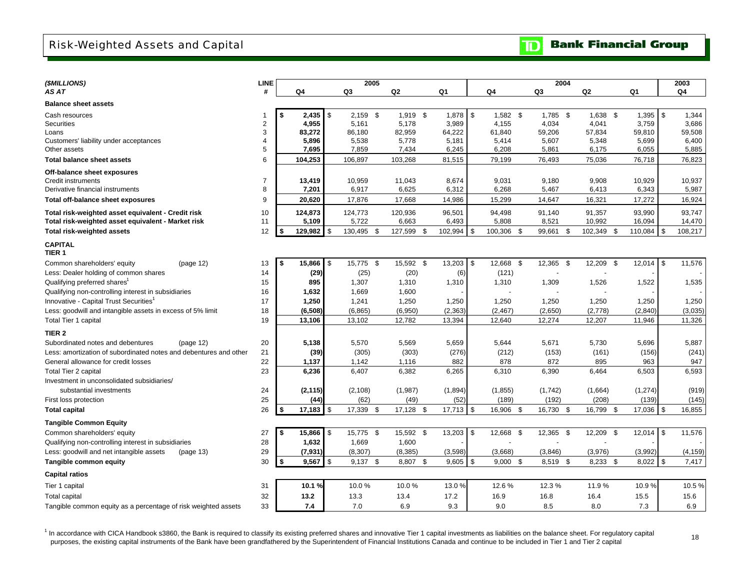# Risk-Weighted Assets and Capital

**TD Bank Financial Group**

| *($MILLIONS)* | LINE | 2005 | | | | 2004 | | | | 2003 |
|---|---|---|---|---|---|---|---|---|---|---|
| *AS AT* | # | Q4 | Q3 | Q2 | Q1 | Q4 | Q3 | Q2 | Q1 | Q4 |
| **Balance sheet assets** | | | | | | | | | | |
| Cash resources | 1 | **$ 2,435** | $ 2,159 | $ 1,919 | $ 1,878 | $ 1,582 | $ 1,785 | $ 1,638 | $ 1,395 | $ 1,344 |
| Securities | 2 | **4,955** | 5,161 | 5,178 | 3,989 | 4,155 | 4,034 | 4,041 | 3,759 | 3,686 |
| Loans | 3 | **83,272** | 86,180 | 82,959 | 64,222 | 61,840 | 59,206 | 57,834 | 59,810 | 59,508 |
| Customers' liability under acceptances | 4 | **5,896** | 5,538 | 5,778 | 5,181 | 5,414 | 5,607 | 5,348 | 5,699 | 6,400 |
| Other assets | 5 | **7,695** | 7,859 | 7,434 | 6,245 | 6,208 | 5,861 | 6,175 | 6,055 | 5,885 |
| **Total balance sheet assets** | 6 | **104,253** | 106,897 | 103,268 | 81,515 | 79,199 | 76,493 | 75,036 | 76,718 | 76,823 |
| **Off-balance sheet exposures** | | | | | | | | | | |
| Credit instruments | 7 | **13,419** | 10,959 | 11,043 | 8,674 | 9,031 | 9,180 | 9,908 | 10,929 | 10,937 |
| Derivative financial instruments | 8 | **7,201** | 6,917 | 6,625 | 6,312 | 6,268 | 5,467 | 6,413 | 6,343 | 5,987 |
| **Total off-balance sheet exposures** | 9 | **20,620** | 17,876 | 17,668 | 14,986 | 15,299 | 14,647 | 16,321 | 17,272 | 16,924 |
| **Total risk-weighted asset equivalent - Credit risk** | 10 | **124,873** | 124,773 | 120,936 | 96,501 | 94,498 | 91,140 | 91,357 | 93,990 | 93,747 |
| **Total risk-weighted asset equivalent - Market risk** | 11 | **5,109** | 5,722 | 6,663 | 6,493 | 5,808 | 8,521 | 10,992 | 16,094 | 14,470 |
| **Total risk-weighted assets** | 12 | **$ 129,982** | $ 130,495 | $ 127,599 | $ 102,994 | $ 100,306 | $ 99,661 | $ 102,349 | $ 110,084 | $ 108,217 |
| **CAPITAL** | | | | | | | | | | |
| **TIER 1** | | | | | | | | | | |
| Common shareholders' equity (page 12) | 13 | **$ 15,866** | $ 15,775 | $ 15,592 | $ 13,203 | $ 12,668 | $ 12,365 | $ 12,209 | $ 12,014 | $ 11,576 |
| Less: Dealer holding of common shares | 14 | **(29)** | (25) | (20) | (6) | (121) | - | - | - | - |
| Qualifying preferred shares[1] | 15 | **895** | 1,307 | 1,310 | 1,310 | 1,310 | 1,309 | 1,526 | 1,522 | 1,535 |
| Qualifying non-controlling interest in subsidiaries | 16 | **1,632** | 1,669 | 1,600 | - | - | - | - | - | - |
| Innovative - Capital Trust Securities[1] | 17 | **1,250** | 1,241 | 1,250 | 1,250 | 1,250 | 1,250 | 1,250 | 1,250 | 1,250 |
| Less: goodwill and intangible assets in excess of 5% limit | 18 | **(6,508)** | (6,865) | (6,950) | (2,363) | (2,467) | (2,650) | (2,778) | (2,840) | (3,035) |
| Total Tier 1 capital | 19 | **13,106** | 13,102 | 12,782 | 13,394 | 12,640 | 12,274 | 12,207 | 11,946 | 11,326 |
| **TIER 2** | | | | | | | | | | |
| Subordinated notes and debentures (page 12) | 20 | **5,138** | 5,570 | 5,569 | 5,659 | 5,644 | 5,671 | 5,730 | 5,696 | 5,887 |
| Less: amortization of subordinated notes and debentures and other | 21 | **(39)** | (305) | (303) | (276) | (212) | (153) | (161) | (156) | (241) |
| General allowance for credit losses | 22 | **1,137** | 1,142 | 1,116 | 882 | 878 | 872 | 895 | 963 | 947 |
| Total Tier 2 capital | 23 | **6,236** | 6,407 | 6,382 | 6,265 | 6,310 | 6,390 | 6,464 | 6,503 | 6,593 |
| Investment in unconsolidated subsidiaries/ substantial investments | 24 | **(2,115)** | (2,108) | (1,987) | (1,894) | (1,855) | (1,742) | (1,664) | (1,274) | (919) |
| First loss protection | 25 | **(44)** | (62) | (49) | (52) | (189) | (192) | (208) | (139) | (145) |
| **Total capital** | 26 | **$ 17,183** | $ 17,339 | $ 17,128 | $ 17,713 | $ 16,906 | $ 16,730 | $ 16,799 | $ 17,036 | $ 16,855 |
| **Tangible Common Equity** | | | | | | | | | | |
| Common shareholders' equity | 27 | **$ 15,866** | $ 15,775 | $ 15,592 | $ 13,203 | $ 12,668 | $ 12,365 | $ 12,209 | $ 12,014 | $ 11,576 |
| Qualifying non-controlling interest in subsidiaries | 28 | **1,632** | 1,669 | 1,600 | - | - | - | - | - | - |
| Less: goodwill and net intangible assets (page 13) | 29 | **(7,931)** | (8,307) | (8,385) | (3,598) | (3,668) | (3,846) | (3,976) | (3,992) | (4,159) |
| **Tangible common equity** | 30 | **$ 9,567** | $ 9,137 | $ 8,807 | $ 9,605 | $ 9,000 | $ 8,519 | $ 8,233 | $ 8,022 | $ 7,417 |
| **Capital ratios** | | | | | | | | | | |
| Tier 1 capital | 31 | **10.1 %** | 10.0 % | 10.0 % | 13.0 % | 12.6 % | 12.3 % | 11.9 % | 10.9 % | 10.5 % |
| Total capital | 32 | **13.2** | 13.3 | 13.4 | 17.2 | 16.9 | 16.8 | 16.4 | 15.5 | 15.6 |
| Tangible common equity as a percentage of risk weighted assets | 33 | **7.4** | 7.0 | 6.9 | 9.3 | 9.0 | 8.5 | 8.0 | 7.3 | 6.9 |

[1] In accordance with CICA Handbook s3860, the Bank is required to classify its existing preferred shares and innovative Tier 1 capital investments as liabilities on the balance sheet. For regulatory capital purposes, the existing capital instruments of the Bank have been grandfathered by the Superintendent of Financial Institutions Canada and continue to be included in Tier 1 and Tier 2 capital